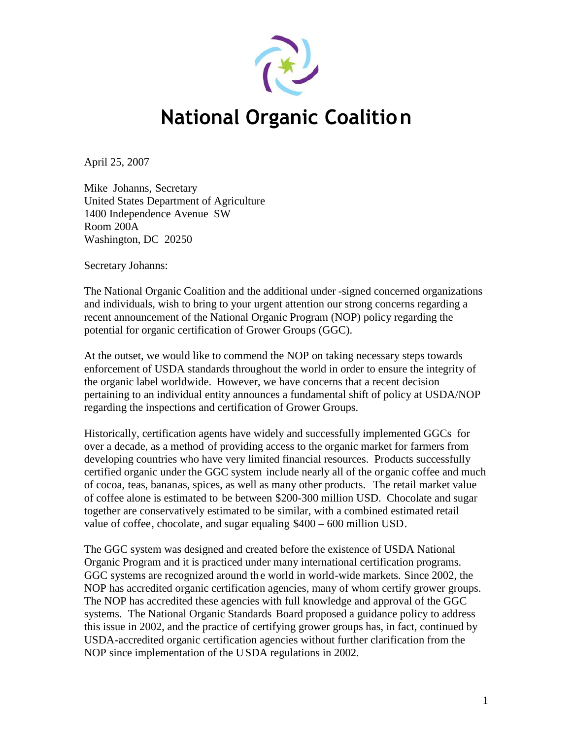# National Organic Coalition

April 25, 2007

Mike Johanns, Secretary
United States Department of Agriculture
1400 Independence Avenue SW
Room 200A
Washington, DC 20250

Secretary Johanns:

The National Organic Coalition and the additional under-signed concerned organizations and individuals, wish to bring to your urgent attention our strong concerns regarding a recent announcement of the National Organic Program (NOP) policy regarding the potential for organic certification of Grower Groups (GGC).

At the outset, we would like to commend the NOP on taking necessary steps towards enforcement of USDA standards throughout the world in order to ensure the integrity of the organic label worldwide. However, we have concerns that a recent decision pertaining to an individual entity announces a fundamental shift of policy at USDA/NOP regarding the inspections and certification of Grower Groups.

Historically, certification agents have widely and successfully implemented GGCs for over a decade, as a method of providing access to the organic market for farmers from developing countries who have very limited financial resources. Products successfully certified organic under the GGC system include nearly all of the organic coffee and much of cocoa, teas, bananas, spices, as well as many other products. The retail market value of coffee alone is estimated to be between $200-300 million USD. Chocolate and sugar together are conservatively estimated to be similar, with a combined estimated retail value of coffee, chocolate, and sugar equaling $400 – 600 million USD.

The GGC system was designed and created before the existence of USDA National Organic Program and it is practiced under many international certification programs. GGC systems are recognized around the world in world-wide markets. Since 2002, the NOP has accredited organic certification agencies, many of whom certify grower groups. The NOP has accredited these agencies with full knowledge and approval of the GGC systems. The National Organic Standards Board proposed a guidance policy to address this issue in 2002, and the practice of certifying grower groups has, in fact, continued by USDA-accredited organic certification agencies without further clarification from the NOP since implementation of the USDA regulations in 2002.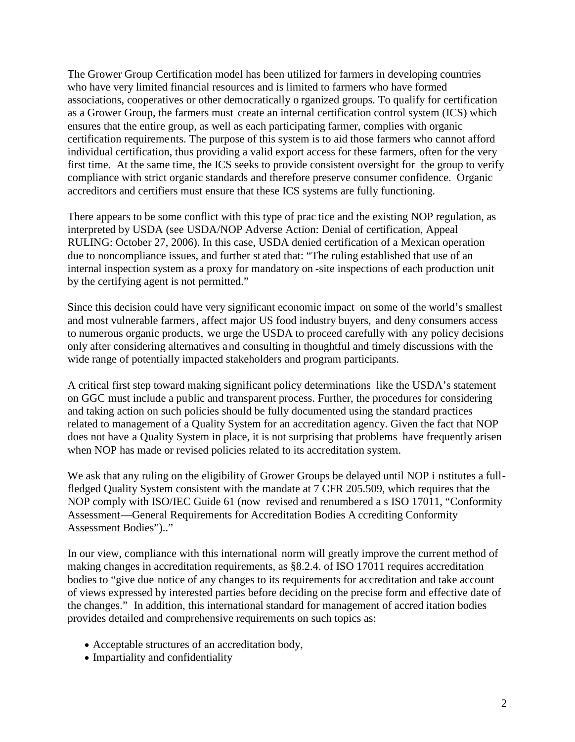The Grower Group Certification model has been utilized for farmers in developing countries who have very limited financial resources and is limited to farmers who have formed associations, cooperatives or other democratically organized groups. To qualify for certification as a Grower Group, the farmers must create an internal certification control system (ICS) which ensures that the entire group, as well as each participating farmer, complies with organic certification requirements. The purpose of this system is to aid those farmers who cannot afford individual certification, thus providing a valid export access for these farmers, often for the very first time. At the same time, the ICS seeks to provide consistent oversight for the group to verify compliance with strict organic standards and therefore preserve consumer confidence. Organic accreditors and certifiers must ensure that these ICS systems are fully functioning.

There appears to be some conflict with this type of practice and the existing NOP regulation, as interpreted by USDA (see USDA/NOP Adverse Action: Denial of certification, Appeal RULING: October 27, 2006). In this case, USDA denied certification of a Mexican operation due to noncompliance issues, and further stated that: "The ruling established that use of an internal inspection system as a proxy for mandatory on-site inspections of each production unit by the certifying agent is not permitted."

Since this decision could have very significant economic impact on some of the world's smallest and most vulnerable farmers, affect major US food industry buyers, and deny consumers access to numerous organic products, we urge the USDA to proceed carefully with any policy decisions only after considering alternatives and consulting in thoughtful and timely discussions with the wide range of potentially impacted stakeholders and program participants.

A critical first step toward making significant policy determinations like the USDA's statement on GGC must include a public and transparent process. Further, the procedures for considering and taking action on such policies should be fully documented using the standard practices related to management of a Quality System for an accreditation agency. Given the fact that NOP does not have a Quality System in place, it is not surprising that problems have frequently arisen when NOP has made or revised policies related to its accreditation system.

We ask that any ruling on the eligibility of Grower Groups be delayed until NOP institutes a full-fledged Quality System consistent with the mandate at 7 CFR 205.509, which requires that the NOP comply with ISO/IEC Guide 61 (now revised and renumbered as ISO 17011, "Conformity Assessment—General Requirements for Accreditation Bodies Accrediting Conformity Assessment Bodies").."

In our view, compliance with this international norm will greatly improve the current method of making changes in accreditation requirements, as §8.2.4. of ISO 17011 requires accreditation bodies to "give due notice of any changes to its requirements for accreditation and take account of views expressed by interested parties before deciding on the precise form and effective date of the changes." In addition, this international standard for management of accreditation bodies provides detailed and comprehensive requirements on such topics as:

- Acceptable structures of an accreditation body,
- Impartiality and confidentiality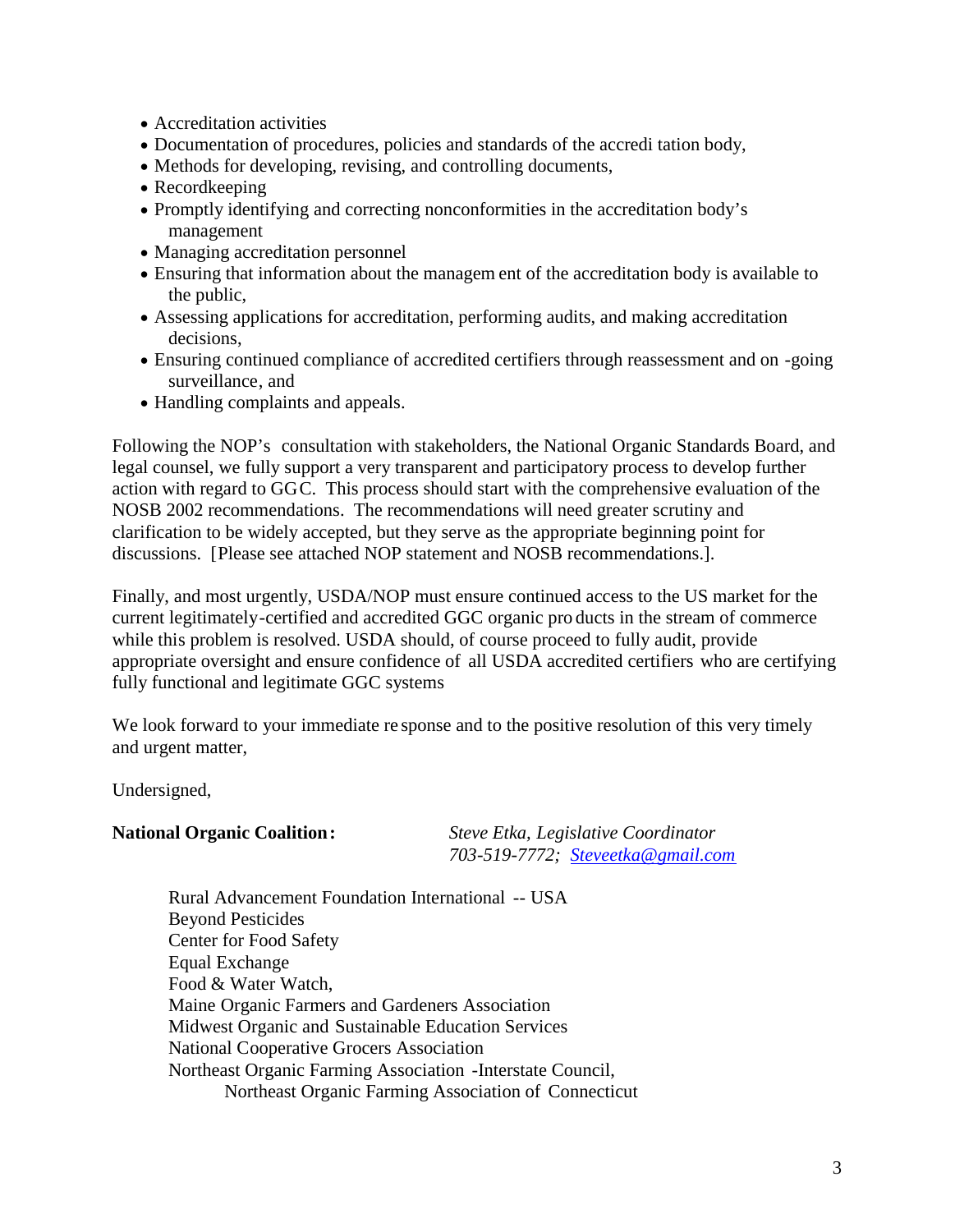- Accreditation activities
- Documentation of procedures, policies and standards of the accreditation body,
- Methods for developing, revising, and controlling documents,
- Recordkeeping
- Promptly identifying and correcting nonconformities in the accreditation body's management
- Managing accreditation personnel
- Ensuring that information about the management of the accreditation body is available to the public,
- Assessing applications for accreditation, performing audits, and making accreditation decisions,
- Ensuring continued compliance of accredited certifiers through reassessment and on-going surveillance, and
- Handling complaints and appeals.

Following the NOP's consultation with stakeholders, the National Organic Standards Board, and legal counsel, we fully support a very transparent and participatory process to develop further action with regard to GGC. This process should start with the comprehensive evaluation of the NOSB 2002 recommendations. The recommendations will need greater scrutiny and clarification to be widely accepted, but they serve as the appropriate beginning point for discussions. [Please see attached NOP statement and NOSB recommendations.].

Finally, and most urgently, USDA/NOP must ensure continued access to the US market for the current legitimately-certified and accredited GGC organic products in the stream of commerce while this problem is resolved. USDA should, of course proceed to fully audit, provide appropriate oversight and ensure confidence of all USDA accredited certifiers who are certifying fully functional and legitimate GGC systems

We look forward to your immediate response and to the positive resolution of this very timely and urgent matter,

Undersigned,

**National Organic Coalition:** *Steve Etka, Legislative Coordinator*
*703-519-7772; Steveetka@gmail.com*

Rural Advancement Foundation International -- USA
Beyond Pesticides
Center for Food Safety
Equal Exchange
Food & Water Watch,
Maine Organic Farmers and Gardeners Association
Midwest Organic and Sustainable Education Services
National Cooperative Grocers Association
Northeast Organic Farming Association -Interstate Council,
Northeast Organic Farming Association of Connecticut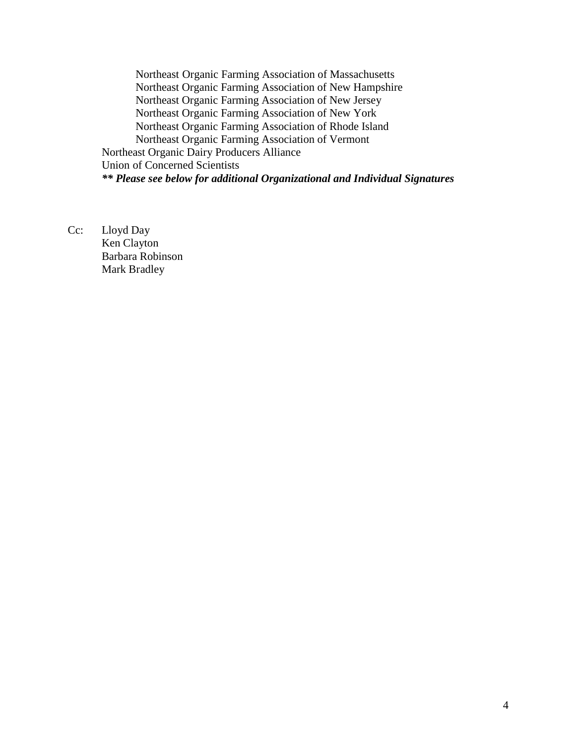Northeast Organic Farming Association of Massachusetts
Northeast Organic Farming Association of New Hampshire
Northeast Organic Farming Association of New Jersey
Northeast Organic Farming Association of New York
Northeast Organic Farming Association of Rhode Island
Northeast Organic Farming Association of Vermont

Northeast Organic Dairy Producers Alliance
Union of Concerned Scientists

***** Please see below for additional Organizational and Individual Signatures***

Cc: Lloyd Day
Ken Clayton
Barbara Robinson
Mark Bradley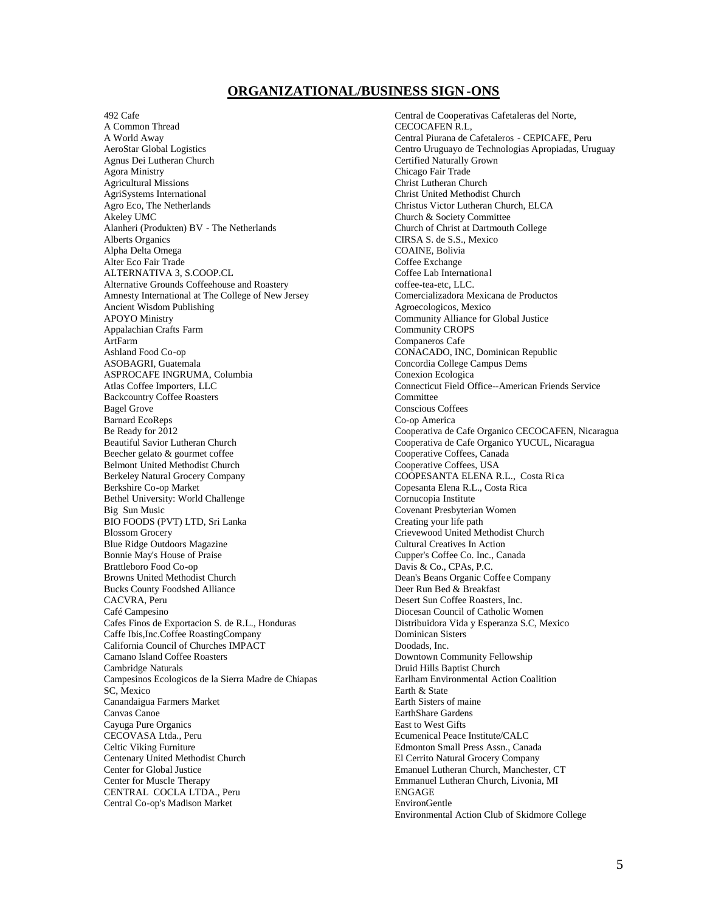## ORGANIZATIONAL/BUSINESS SIGN-ONS

492 Cafe
A Common Thread
A World Away
AeroStar Global Logistics
Agnus Dei Lutheran Church
Agora Ministry
Agricultural Missions
AgriSystems International
Agro Eco, The Netherlands
Akeley UMC
Alanheri (Produkten) BV - The Netherlands
Alberts Organics
Alpha Delta Omega
Alter Eco Fair Trade
ALTERNATIVA 3, S.COOP.CL
Alternative Grounds Coffeehouse and Roastery
Amnesty International at The College of New Jersey
Ancient Wisdom Publishing
APOYO Ministry
Appalachian Crafts Farm
ArtFarm
Ashland Food Co-op
ASOBAGRI, Guatemala
ASPROCAFE INGRUMA, Columbia
Atlas Coffee Importers, LLC
Backcountry Coffee Roasters
Bagel Grove
Barnard EcoReps
Be Ready for 2012
Beautiful Savior Lutheran Church
Beecher gelato & gourmet coffee
Belmont United Methodist Church
Berkeley Natural Grocery Company
Berkshire Co-op Market
Bethel University: World Challenge
Big Sun Music
BIO FOODS (PVT) LTD, Sri Lanka
Blossom Grocery
Blue Ridge Outdoors Magazine
Bonnie May's House of Praise
Brattleboro Food Co-op
Browns United Methodist Church
Bucks County Foodshed Alliance
CACVRA, Peru
Café Campesino
Cafes Finos de Exportacion S. de R.L., Honduras
Caffe Ibis,Inc.Coffee RoastingCompany
California Council of Churches IMPACT
Camano Island Coffee Roasters
Cambridge Naturals
Campesinos Ecologicos de la Sierra Madre de Chiapas SC, Mexico
Canandaigua Farmers Market
Canvas Canoe
Cayuga Pure Organics
CECOVASA Ltda., Peru
Celtic Viking Furniture
Centenary United Methodist Church
Center for Global Justice
Center for Muscle Therapy
CENTRAL COCLA LTDA., Peru
Central Co-op's Madison Market
Central de Cooperativas Cafetaleras del Norte, CECOCAFEN R.L,
Central Piurana de Cafetaleros - CEPICAFE, Peru
Centro Uruguayo de Technologias Apropiadas, Uruguay
Certified Naturally Grown
Chicago Fair Trade
Christ Lutheran Church
Christ United Methodist Church
Christus Victor Lutheran Church, ELCA
Church & Society Committee
Church of Christ at Dartmouth College
CIRSA S. de S.S., Mexico
COAINE, Bolivia
Coffee Exchange
Coffee Lab International
coffee-tea-etc, LLC.
Comercializadora Mexicana de Productos Agroecologicos, Mexico
Community Alliance for Global Justice
Community CROPS
Companeros Cafe
CONACADO, INC, Dominican Republic
Concordia College Campus Dems
Conexion Ecologica
Connecticut Field Office--American Friends Service Committee
Conscious Coffees
Co-op America
Cooperativa de Cafe Organico CECOCAFEN, Nicaragua
Cooperativa de Cafe Organico YUCUL, Nicaragua
Cooperative Coffees, Canada
Cooperative Coffees, USA
COOPESANTA ELENA R.L., Costa Rica
Copesanta Elena R.L., Costa Rica
Cornucopia Institute
Covenant Presbyterian Women
Creating your life path
Crievewood United Methodist Church
Cultural Creatives In Action
Cupper's Coffee Co. Inc., Canada
Davis & Co., CPAs, P.C.
Dean's Beans Organic Coffee Company
Deer Run Bed & Breakfast
Desert Sun Coffee Roasters, Inc.
Diocesan Council of Catholic Women
Distribuidora Vida y Esperanza S.C, Mexico
Dominican Sisters
Doodads, Inc.
Downtown Community Fellowship
Druid Hills Baptist Church
Earlham Environmental Action Coalition
Earth & State
Earth Sisters of maine
EarthShare Gardens
East to West Gifts
Ecumenical Peace Institute/CALC
Edmonton Small Press Assn., Canada
El Cerrito Natural Grocery Company
Emanuel Lutheran Church, Manchester, CT
Emmanuel Lutheran Church, Livonia, MI
ENGAGE
EnvironGentle
Environmental Action Club of Skidmore College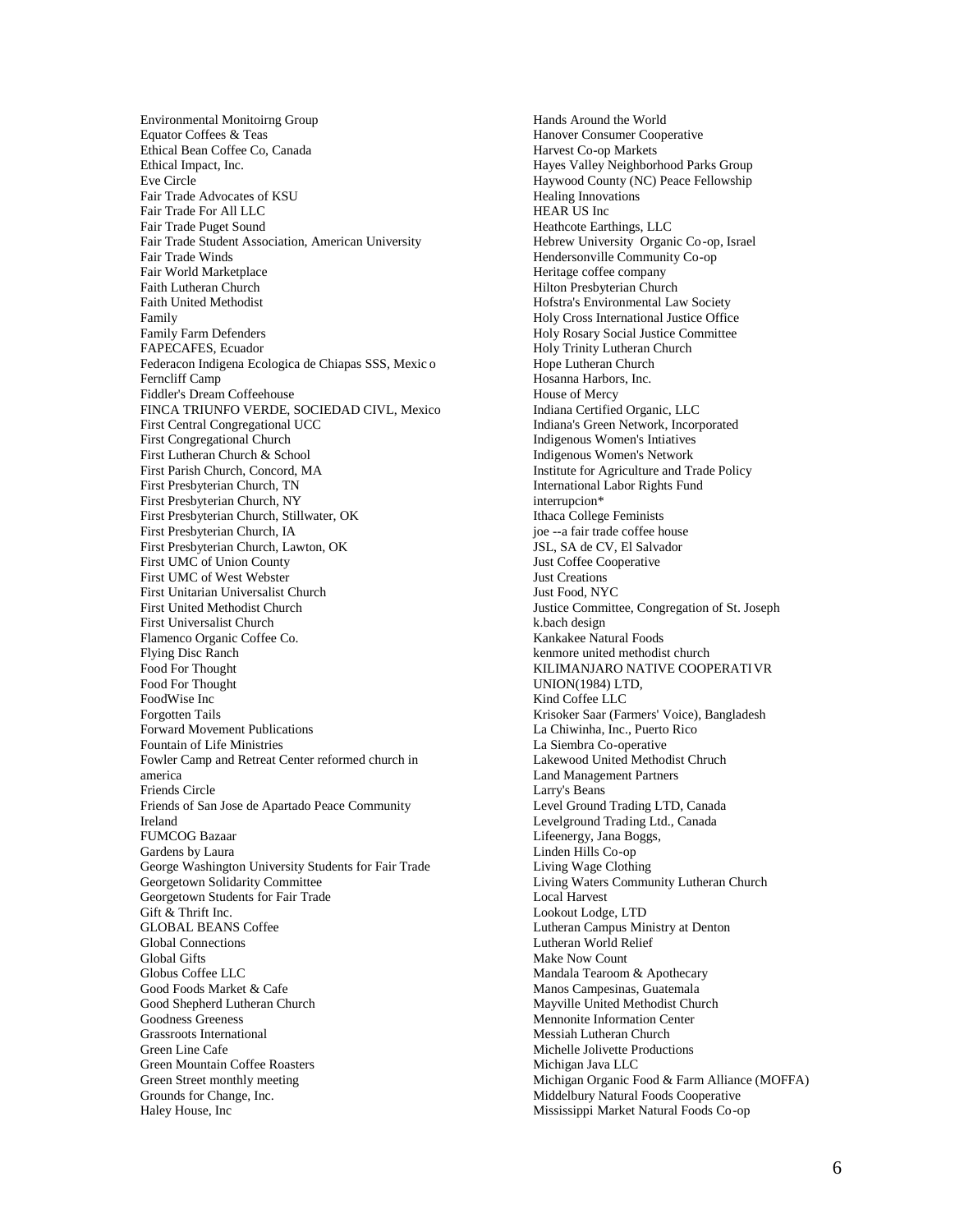Environmental Monitoirng Group
Equator Coffees & Teas
Ethical Bean Coffee Co, Canada
Ethical Impact, Inc.
Eve Circle
Fair Trade Advocates of KSU
Fair Trade For All LLC
Fair Trade Puget Sound
Fair Trade Student Association, American University
Fair Trade Winds
Fair World Marketplace
Faith Lutheran Church
Faith United Methodist
Family
Family Farm Defenders
FAPECAFES, Ecuador
Federacon Indigena Ecologica de Chiapas SSS, Mexic o
Ferncliff Camp
Fiddler's Dream Coffeehouse
FINCA TRIUNFO VERDE, SOCIEDAD CIVL, Mexico
First Central Congregational UCC
First Congregational Church
First Lutheran Church & School
First Parish Church, Concord, MA
First Presbyterian Church, TN
First Presbyterian Church, NY
First Presbyterian Church, Stillwater, OK
First Presbyterian Church, IA
First Presbyterian Church, Lawton, OK
First UMC of Union County
First UMC of West Webster
First Unitarian Universalist Church
First United Methodist Church
First Universalist Church
Flamenco Organic Coffee Co.
Flying Disc Ranch
Food For Thought
Food For Thought
FoodWise Inc
Forgotten Tails
Forward Movement Publications
Fountain of Life Ministries
Fowler Camp and Retreat Center reformed church in america
Friends Circle
Friends of San Jose de Apartado Peace Community Ireland
FUMCOG Bazaar
Gardens by Laura
George Washington University Students for Fair Trade
Georgetown Solidarity Committee
Georgetown Students for Fair Trade
Gift & Thrift Inc.
GLOBAL BEANS Coffee
Global Connections
Global Gifts
Globus Coffee LLC
Good Foods Market & Cafe
Good Shepherd Lutheran Church
Goodness Greeness
Grassroots International
Green Line Cafe
Green Mountain Coffee Roasters
Green Street monthly meeting
Grounds for Change, Inc.
Haley House, Inc
Hands Around the World
Hanover Consumer Cooperative
Harvest Co-op Markets
Hayes Valley Neighborhood Parks Group
Haywood County (NC) Peace Fellowship
Healing Innovations
HEAR US Inc
Heathcote Earthings, LLC
Hebrew University Organic Co-op, Israel
Hendersonville Community Co-op
Heritage coffee company
Hilton Presbyterian Church
Hofstra's Environmental Law Society
Holy Cross International Justice Office
Holy Rosary Social Justice Committee
Holy Trinity Lutheran Church
Hope Lutheran Church
Hosanna Harbors, Inc.
House of Mercy
Indiana Certified Organic, LLC
Indiana's Green Network, Incorporated
Indigenous Women's Intiatives
Indigenous Women's Network
Institute for Agriculture and Trade Policy
International Labor Rights Fund
interrupcion*
Ithaca College Feminists
joe --a fair trade coffee house
JSL, SA de CV, El Salvador
Just Coffee Cooperative
Just Creations
Just Food, NYC
Justice Committee, Congregation of St. Joseph
k.bach design
Kankakee Natural Foods
kenmore united methodist church
KILIMANJARO NATIVE COOPERATI VR UNION(1984) LTD,
Kind Coffee LLC
Krisoker Saar (Farmers' Voice), Bangladesh
La Chiwinha, Inc., Puerto Rico
La Siembra Co-operative
Lakewood United Methodist Chruch
Land Management Partners
Larry's Beans
Level Ground Trading LTD, Canada
Levelground Trading Ltd., Canada
Lifeenergy, Jana Boggs,
Linden Hills Co-op
Living Wage Clothing
Living Waters Community Lutheran Church
Local Harvest
Lookout Lodge, LTD
Lutheran Campus Ministry at Denton
Lutheran World Relief
Make Now Count
Mandala Tearoom & Apothecary
Manos Campesinas, Guatemala
Mayville United Methodist Church
Mennonite Information Center
Messiah Lutheran Church
Michelle Jolivette Productions
Michigan Java LLC
Michigan Organic Food & Farm Alliance (MOFFA)
Middelbury Natural Foods Cooperative
Mississippi Market Natural Foods Co-op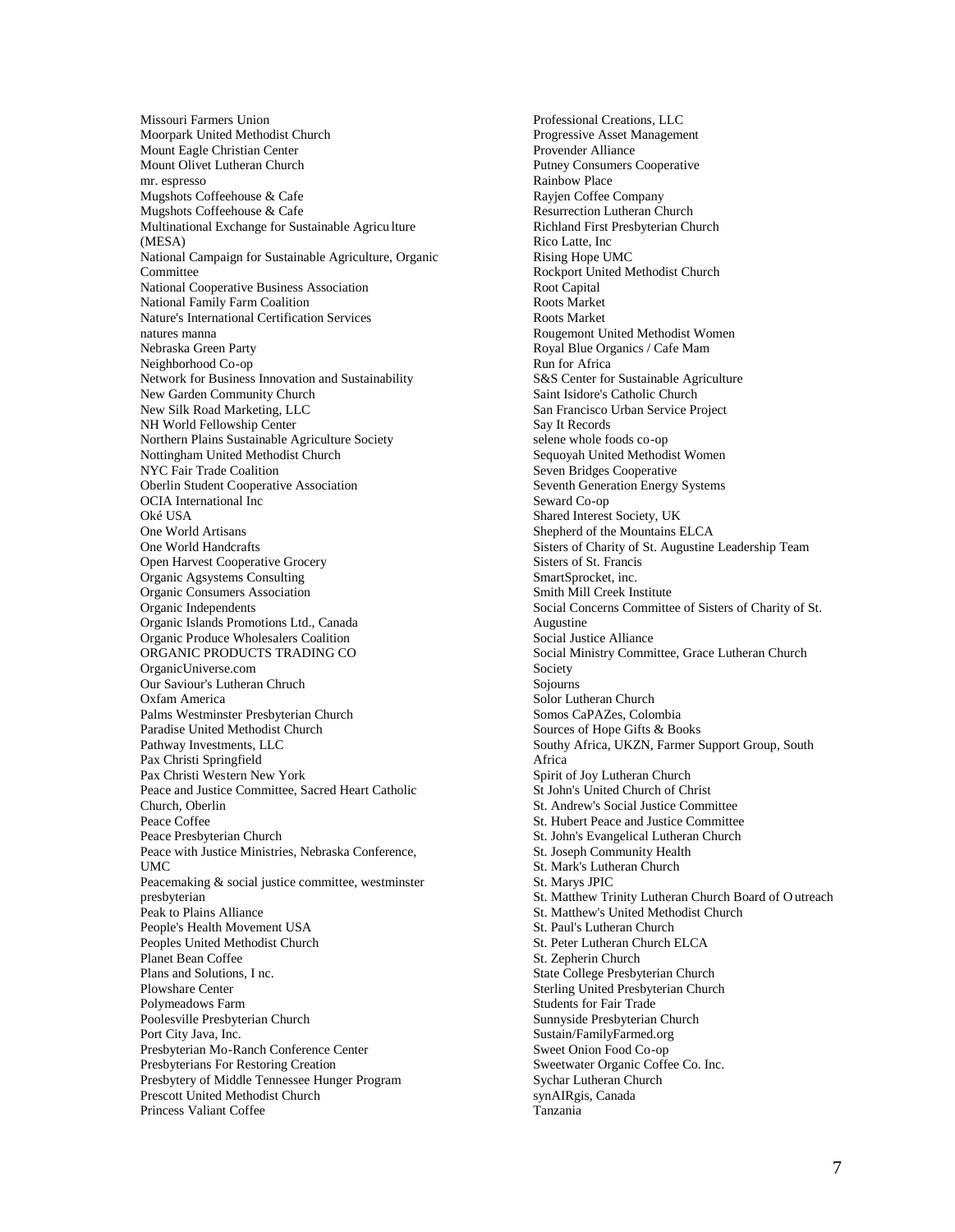Missouri Farmers Union
Moorpark United Methodist Church
Mount Eagle Christian Center
Mount Olivet Lutheran Church
mr. espresso
Mugshots Coffeehouse & Cafe
Mugshots Coffeehouse & Cafe
Multinational Exchange for Sustainable Agriculture (MESA)
National Campaign for Sustainable Agriculture, Organic Committee
National Cooperative Business Association
National Family Farm Coalition
Nature's International Certification Services
natures manna
Nebraska Green Party
Neighborhood Co-op
Network for Business Innovation and Sustainability
New Garden Community Church
New Silk Road Marketing, LLC
NH World Fellowship Center
Northern Plains Sustainable Agriculture Society
Nottingham United Methodist Church
NYC Fair Trade Coalition
Oberlin Student Cooperative Association
OCIA International Inc
Oké USA
One World Artisans
One World Handcrafts
Open Harvest Cooperative Grocery
Organic Agsystems Consulting
Organic Consumers Association
Organic Independents
Organic Islands Promotions Ltd., Canada
Organic Produce Wholesalers Coalition
ORGANIC PRODUCTS TRADING CO
OrganicUniverse.com
Our Saviour's Lutheran Chruch
Oxfam America
Palms Westminster Presbyterian Church
Paradise United Methodist Church
Pathway Investments, LLC
Pax Christi Springfield
Pax Christi Western New York
Peace and Justice Committee, Sacred Heart Catholic Church, Oberlin
Peace Coffee
Peace Presbyterian Church
Peace with Justice Ministries, Nebraska Conference, UMC
Peacemaking & social justice committee, westminster presbyterian
Peak to Plains Alliance
People's Health Movement USA
Peoples United Methodist Church
Planet Bean Coffee
Plans and Solutions, I nc.
Plowshare Center
Polymeadows Farm
Poolesville Presbyterian Church
Port City Java, Inc.
Presbyterian Mo-Ranch Conference Center
Presbyterians For Restoring Creation
Presbytery of Middle Tennessee Hunger Program
Prescott United Methodist Church
Princess Valiant Coffee
Professional Creations, LLC
Progressive Asset Management
Provender Alliance
Putney Consumers Cooperative
Rainbow Place
Rayjen Coffee Company
Resurrection Lutheran Church
Richland First Presbyterian Church
Rico Latte, Inc
Rising Hope UMC
Rockport United Methodist Church
Root Capital
Roots Market
Roots Market
Rougemont United Methodist Women
Royal Blue Organics / Cafe Mam
Run for Africa
S&S Center for Sustainable Agriculture
Saint Isidore's Catholic Church
San Francisco Urban Service Project
Say It Records
selene whole foods co-op
Sequoyah United Methodist Women
Seven Bridges Cooperative
Seventh Generation Energy Systems
Seward Co-op
Shared Interest Society, UK
Shepherd of the Mountains ELCA
Sisters of Charity of St. Augustine Leadership Team
Sisters of St. Francis
SmartSprocket, inc.
Smith Mill Creek Institute
Social Concerns Committee of Sisters of Charity of St. Augustine
Social Justice Alliance
Social Ministry Committee, Grace Lutheran Church Society
Sojourns
Solor Lutheran Church
Somos CaPAZes, Colombia
Sources of Hope Gifts & Books
Southy Africa, UKZN, Farmer Support Group, South Africa
Spirit of Joy Lutheran Church
St John's United Church of Christ
St. Andrew's Social Justice Committee
St. Hubert Peace and Justice Committee
St. John's Evangelical Lutheran Church
St. Joseph Community Health
St. Mark's Lutheran Church
St. Marys JPIC
St. Matthew Trinity Lutheran Church Board of Outreach
St. Matthew's United Methodist Church
St. Paul's Lutheran Church
St. Peter Lutheran Church ELCA
St. Zepherin Church
State College Presbyterian Church
Sterling United Presbyterian Church
Students for Fair Trade
Sunnyside Presbyterian Church
Sustain/FamilyFarmed.org
Sweet Onion Food Co-op
Sweetwater Organic Coffee Co. Inc.
Sychar Lutheran Church
synAIRgis, Canada
Tanzania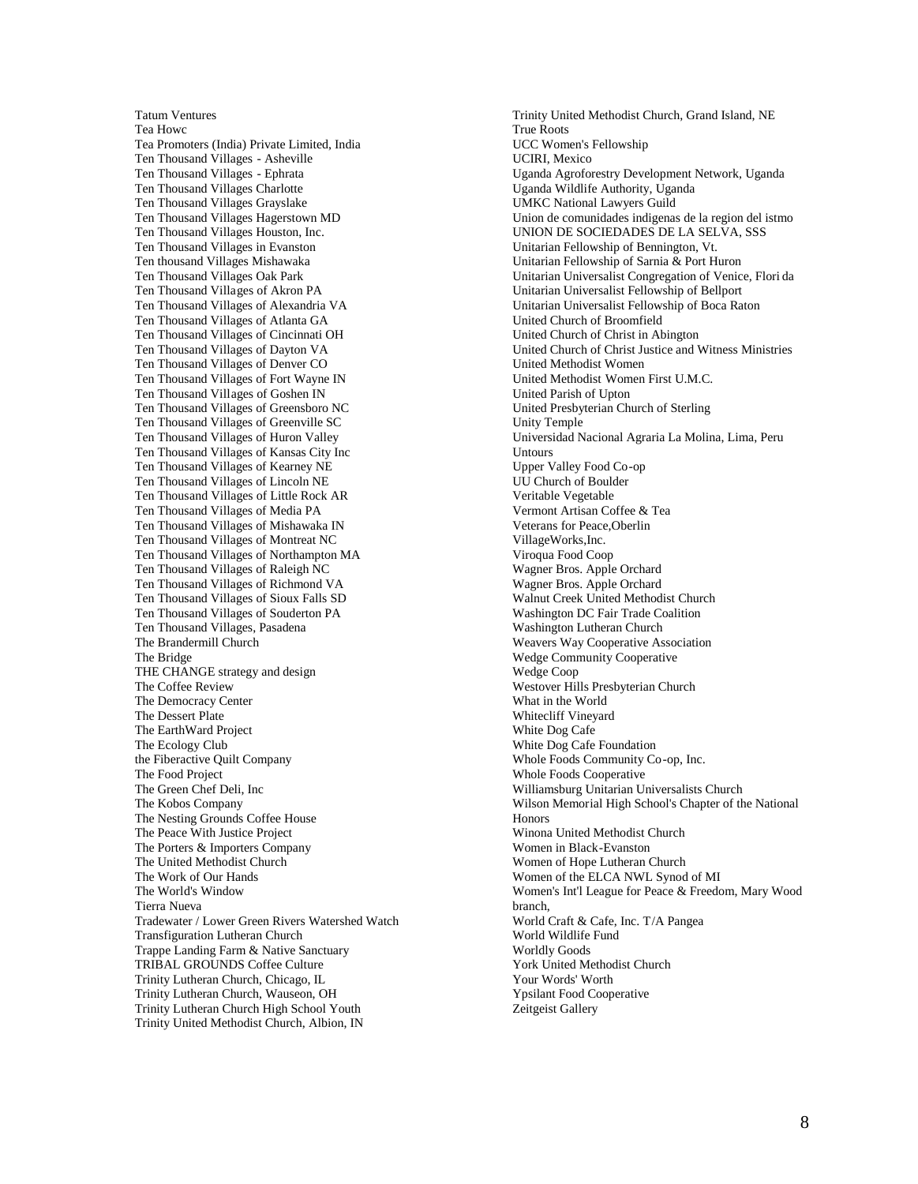Tatum Ventures
Tea Howc
Tea Promoters (India) Private Limited, India
Ten Thousand Villages - Asheville
Ten Thousand Villages - Ephrata
Ten Thousand Villages Charlotte
Ten Thousand Villages Grayslake
Ten Thousand Villages Hagerstown MD
Ten Thousand Villages Houston, Inc.
Ten Thousand Villages in Evanston
Ten thousand Villages Mishawaka
Ten Thousand Villages Oak Park
Ten Thousand Villages of Akron PA
Ten Thousand Villages of Alexandria VA
Ten Thousand Villages of Atlanta GA
Ten Thousand Villages of Cincinnati OH
Ten Thousand Villages of Dayton VA
Ten Thousand Villages of Denver CO
Ten Thousand Villages of Fort Wayne IN
Ten Thousand Villages of Goshen IN
Ten Thousand Villages of Greensboro NC
Ten Thousand Villages of Greenville SC
Ten Thousand Villages of Huron Valley
Ten Thousand Villages of Kansas City Inc
Ten Thousand Villages of Kearney NE
Ten Thousand Villages of Lincoln NE
Ten Thousand Villages of Little Rock AR
Ten Thousand Villages of Media PA
Ten Thousand Villages of Mishawaka IN
Ten Thousand Villages of Montreat NC
Ten Thousand Villages of Northampton MA
Ten Thousand Villages of Raleigh NC
Ten Thousand Villages of Richmond VA
Ten Thousand Villages of Sioux Falls SD
Ten Thousand Villages of Souderton PA
Ten Thousand Villages, Pasadena
The Brandermill Church
The Bridge
THE CHANGE strategy and design
The Coffee Review
The Democracy Center
The Dessert Plate
The EarthWard Project
The Ecology Club
the Fiberactive Quilt Company
The Food Project
The Green Chef Deli, Inc
The Kobos Company
The Nesting Grounds Coffee House
The Peace With Justice Project
The Porters & Importers Company
The United Methodist Church
The Work of Our Hands
The World's Window
Tierra Nueva
Tradewater / Lower Green Rivers Watershed Watch
Transfiguration Lutheran Church
Trappe Landing Farm & Native Sanctuary
TRIBAL GROUNDS Coffee Culture
Trinity Lutheran Church, Chicago, IL
Trinity Lutheran Church, Wauseon, OH
Trinity Lutheran Church High School Youth
Trinity United Methodist Church, Albion, IN
Trinity United Methodist Church, Grand Island, NE
True Roots
UCC Women's Fellowship
UCIRI, Mexico
Uganda Agroforestry Development Network, Uganda
Uganda Wildlife Authority, Uganda
UMKC National Lawyers Guild
Union de comunidades indigenas de la region del istmo
UNION DE SOCIEDADES DE LA SELVA, SSS
Unitarian Fellowship of Bennington, Vt.
Unitarian Fellowship of Sarnia & Port Huron
Unitarian Universalist Congregation of Venice, Florida
Unitarian Universalist Fellowship of Bellport
Unitarian Universalist Fellowship of Boca Raton
United Church of Broomfield
United Church of Christ in Abington
United Church of Christ Justice and Witness Ministries
United Methodist Women
United Methodist Women First U.M.C.
United Parish of Upton
United Presbyterian Church of Sterling
Unity Temple
Universidad Nacional Agraria La Molina, Lima, Peru
Untours
Upper Valley Food Co-op
UU Church of Boulder
Veritable Vegetable
Vermont Artisan Coffee & Tea
Veterans for Peace,Oberlin
VillageWorks,Inc.
Viroqua Food Coop
Wagner Bros. Apple Orchard
Wagner Bros. Apple Orchard
Walnut Creek United Methodist Church
Washington DC Fair Trade Coalition
Washington Lutheran Church
Weavers Way Cooperative Association
Wedge Community Cooperative
Wedge Coop
Westover Hills Presbyterian Church
What in the World
Whitecliff Vineyard
White Dog Cafe
White Dog Cafe Foundation
Whole Foods Community Co-op, Inc.
Whole Foods Cooperative
Williamsburg Unitarian Universalists Church
Wilson Memorial High School's Chapter of the National Honors
Winona United Methodist Church
Women in Black-Evanston
Women of Hope Lutheran Church
Women of the ELCA NWL Synod of MI
Women's Int'l League for Peace & Freedom, Mary Wood branch,
World Craft & Cafe, Inc. T/A Pangea
World Wildlife Fund
Worldly Goods
York United Methodist Church
Your Words' Worth
Ypsilant Food Cooperative
Zeitgeist Gallery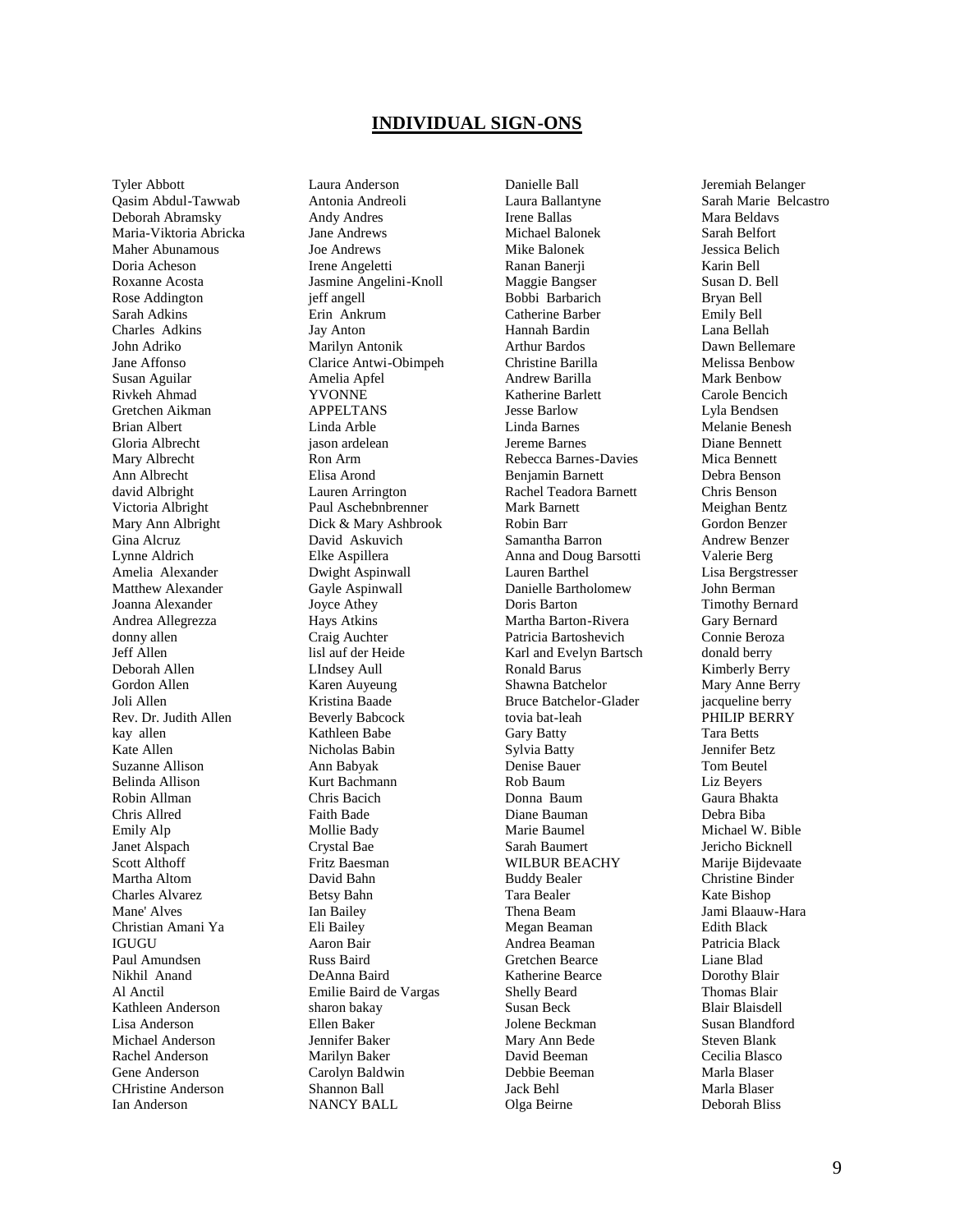## INDIVIDUAL SIGN-ONS

Tyler Abbott
Qasim Abdul-Tawwab
Deborah Abramsky
Maria-Viktoria Abricka
Maher Abunamous
Doria Acheson
Roxanne Acosta
Rose Addington
Sarah Adkins
Charles Adkins
John Adriko
Jane Affonso
Susan Aguilar
Rivkeh Ahmad
Gretchen Aikman
Brian Albert
Gloria Albrecht
Mary Albrecht
Ann Albrecht
david Albright
Victoria Albright
Mary Ann Albright
Gina Alcruz
Lynne Aldrich
Amelia Alexander
Matthew Alexander
Joanna Alexander
Andrea Allegrezza
donny allen
Jeff Allen
Deborah Allen
Gordon Allen
Joli Allen
Rev. Dr. Judith Allen
kay allen
Kate Allen
Suzanne Allison
Belinda Allison
Robin Allman
Chris Allred
Emily Alp
Janet Alspach
Scott Althoff
Martha Altom
Charles Alvarez
Mane' Alves
Christian Amani Ya IGUGU
Paul Amundsen
Nikhil Anand
Al Anctil
Kathleen Anderson
Lisa Anderson
Michael Anderson
Rachel Anderson
Gene Anderson
CHristine Anderson
Ian Anderson
Laura Anderson
Antonia Andreoli
Andy Andres
Jane Andrews
Joe Andrews
Irene Angeletti
Jasmine Angelini-Knoll
jeff angell
Erin Ankrum
Jay Anton
Marilyn Antonik
Clarice Antwi-Obimpeh
Amelia Apfel
YVONNE APPELTANS
Linda Arble
jason ardelean
Ron Arm
Elisa Arond
Lauren Arrington
Paul Aschebnbrenner
Dick & Mary Ashbrook
David Askuvich
Elke Aspillera
Dwight Aspinwall
Gayle Aspinwall
Joyce Athey
Hays Atkins
Craig Auchter
lisl auf der Heide
LIndsey Aull
Karen Auyeung
Kristina Baade
Beverly Babcock
Kathleen Babe
Nicholas Babin
Ann Babyak
Kurt Bachmann
Chris Bacich
Faith Bade
Mollie Bady
Crystal Bae
Fritz Baesman
David Bahn
Betsy Bahn
Ian Bailey
Eli Bailey
Aaron Bair
Russ Baird
DeAnna Baird
Emilie Baird de Vargas
sharon bakay
Ellen Baker
Jennifer Baker
Marilyn Baker
Carolyn Baldwin
Shannon Ball
NANCY BALL
Danielle Ball
Laura Ballantyne
Irene Ballas
Michael Balonek
Mike Balonek
Ranan Banerji
Maggie Bangser
Bobbi Barbarich
Catherine Barber
Hannah Bardin
Arthur Bardos
Christine Barilla
Andrew Barilla
Katherine Barlett
Jesse Barlow
Linda Barnes
Jereme Barnes
Rebecca Barnes-Davies
Benjamin Barnett
Rachel Teadora Barnett
Mark Barnett
Robin Barr
Samantha Barron
Anna and Doug Barsotti
Lauren Barthel
Danielle Bartholomew
Doris Barton
Martha Barton-Rivera
Patricia Bartoshevich
Karl and Evelyn Bartsch
Ronald Barus
Shawna Batchelor
Bruce Batchelor-Glader
tovia bat-leah
Gary Batty
Sylvia Batty
Denise Bauer
Rob Baum
Donna Baum
Diane Bauman
Marie Baumel
Sarah Baumert
WILBUR BEACHY
Buddy Bealer
Tara Bealer
Thena Beam
Megan Beaman
Andrea Beaman
Gretchen Bearce
Katherine Bearce
Shelly Beard
Susan Beck
Jolene Beckman
Mary Ann Bede
David Beeman
Debbie Beeman
Jack Behl
Olga Beirne
Jeremiah Belanger
Sarah Marie Belcastro
Mara Beldavs
Sarah Belfort
Jessica Belich
Karin Bell
Susan D. Bell
Bryan Bell
Emily Bell
Lana Bellah
Dawn Bellemare
Melissa Benbow
Mark Benbow
Carole Bencich
Lyla Bendsen
Melanie Benesh
Diane Bennett
Mica Bennett
Debra Benson
Chris Benson
Meighan Bentz
Gordon Benzer
Andrew Benzer
Valerie Berg
Lisa Bergstresser
John Berman
Timothy Bernard
Gary Bernard
Connie Beroza
donald berry
Kimberly Berry
Mary Anne Berry
jacqueline berry
PHILIP BERRY
Tara Betts
Jennifer Betz
Tom Beutel
Liz Beyers
Gaura Bhakta
Debra Biba
Michael W. Bible
Jericho Bicknell
Marije Bijdevaate
Christine Binder
Kate Bishop
Jami Blaauw-Hara
Edith Black
Patricia Black
Liane Blad
Dorothy Blair
Thomas Blair
Blair Blaisdell
Susan Blandford
Steven Blank
Cecilia Blasco
Marla Blaser
Marla Blaser
Deborah Bliss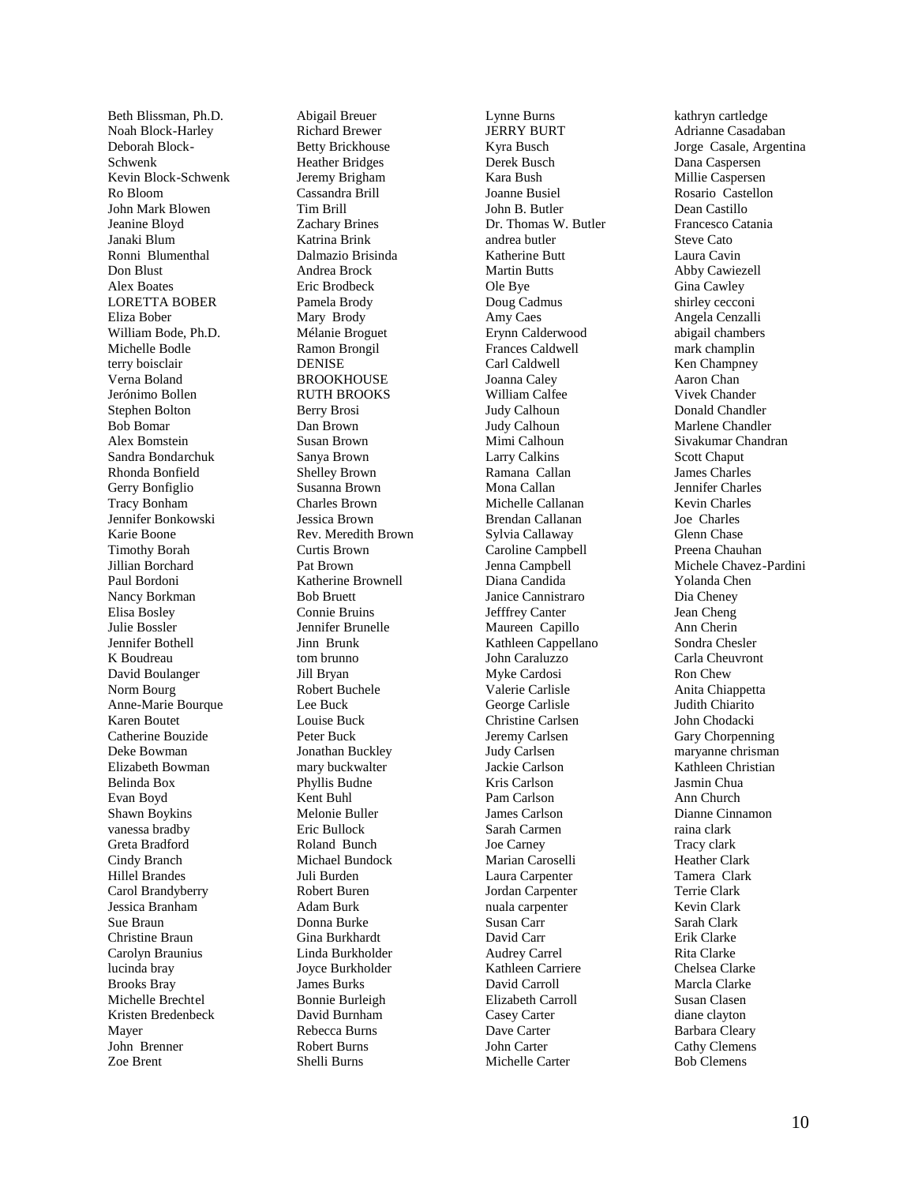Beth Blissman, Ph.D.
Noah Block-Harley
Deborah Block-Schwenk
Kevin Block-Schwenk
Ro Bloom
John Mark Blowen
Jeanine Bloyd
Janaki Blum
Ronni Blumenthal
Don Blust
Alex Boates
LORETTA BOBER
Eliza Bober
William Bode, Ph.D.
Michelle Bodle
terry boisclair
Verna Boland
Jerónimo Bollen
Stephen Bolton
Bob Bomar
Alex Bomstein
Sandra Bondarchuk
Rhonda Bonfield
Gerry Bonfiglio
Tracy Bonham
Jennifer Bonkowski
Karie Boone
Timothy Borah
Jillian Borchard
Paul Bordoni
Nancy Borkman
Elisa Bosley
Julie Bossler
Jennifer Bothell
K Boudreau
David Boulanger
Norm Bourg
Anne-Marie Bourque
Karen Boutet
Catherine Bouzide
Deke Bowman
Elizabeth Bowman
Belinda Box
Evan Boyd
Shawn Boykins
vanessa bradby
Greta Bradford
Cindy Branch
Hillel Brandes
Carol Brandyberry
Jessica Branham
Sue Braun
Christine Braun
Carolyn Braunius
lucinda bray
Brooks Bray
Michelle Brechtel
Kristen Bredenbeck Mayer
John Brenner
Zoe Brent
Abigail Breuer
Richard Brewer
Betty Brickhouse
Heather Bridges
Jeremy Brigham
Cassandra Brill
Tim Brill
Zachary Brines
Katrina Brink
Dalmazio Brisinda
Andrea Brock
Eric Brodbeck
Pamela Brody
Mary Brody
Mélanie Broguet
Ramon Brongil
DENISE BROOKHOUSE
RUTH BROOKS
Berry Brosi
Dan Brown
Susan Brown
Sanya Brown
Shelley Brown
Susanna Brown
Charles Brown
Jessica Brown
Rev. Meredith Brown
Curtis Brown
Pat Brown
Katherine Brownell
Bob Bruett
Connie Bruins
Jennifer Brunelle
Jinn Brunk
tom brunno
Jill Bryan
Robert Buchele
Lee Buck
Louise Buck
Peter Buck
Jonathan Buckley
mary buckwalter
Phyllis Budne
Kent Buhl
Melonie Buller
Eric Bullock
Roland Bunch
Michael Bundock
Juli Burden
Robert Buren
Adam Burk
Donna Burke
Gina Burkhardt
Linda Burkholder
Joyce Burkholder
James Burks
Bonnie Burleigh
David Burnham
Rebecca Burns
Robert Burns
Shelli Burns
Lynne Burns
JERRY BURT
Kyra Busch
Derek Busch
Kara Bush
Joanne Busiel
John B. Butler
Dr. Thomas W. Butler
andrea butler
Katherine Butt
Martin Butts
Ole Bye
Doug Cadmus
Amy Caes
Erynn Calderwood
Frances Caldwell
Carl Caldwell
Joanna Caley
William Calfee
Judy Calhoun
Judy Calhoun
Mimi Calhoun
Larry Calkins
Ramana Callan
Mona Callan
Michelle Callanan
Brendan Callanan
Sylvia Callaway
Caroline Campbell
Jenna Campbell
Diana Candida
Janice Cannistraro
Jefffrey Canter
Maureen Capillo
Kathleen Cappellano
John Caraluzzo
Myke Cardosi
Valerie Carlisle
George Carlisle
Christine Carlsen
Jeremy Carlsen
Judy Carlsen
Jackie Carlson
Kris Carlson
Pam Carlson
James Carlson
Sarah Carmen
Joe Carney
Marian Caroselli
Laura Carpenter
Jordan Carpenter
nuala carpenter
Susan Carr
David Carr
Audrey Carrel
Kathleen Carriere
David Carroll
Elizabeth Carroll
Casey Carter
Dave Carter
John Carter
Michelle Carter
kathryn cartledge
Adrianne Casadaban
Jorge Casale, Argentina
Dana Caspersen
Millie Caspersen
Rosario Castellon
Dean Castillo
Francesco Catania
Steve Cato
Laura Cavin
Abby Cawiezell
Gina Cawley
shirley cecconi
Angela Cenzalli
abigail chambers
mark champlin
Ken Champney
Aaron Chan
Vivek Chander
Donald Chandler
Marlene Chandler
Sivakumar Chandran
Scott Chaput
James Charles
Jennifer Charles
Kevin Charles
Joe Charles
Glenn Chase
Preena Chauhan
Michele Chavez-Pardini
Yolanda Chen
Dia Cheney
Jean Cheng
Ann Cherin
Sondra Chesler
Carla Cheuvront
Ron Chew
Anita Chiappetta
Judith Chiarito
John Chodacki
Gary Chorpenning
maryanne chrisman
Kathleen Christian
Jasmin Chua
Ann Church
Dianne Cinnamon
raina clark
Tracy clark
Heather Clark
Tamera Clark
Terrie Clark
Kevin Clark
Sarah Clark
Erik Clarke
Rita Clarke
Chelsea Clarke
Marcla Clarke
Susan Clasen
diane clayton
Barbara Cleary
Cathy Clemens
Bob Clemens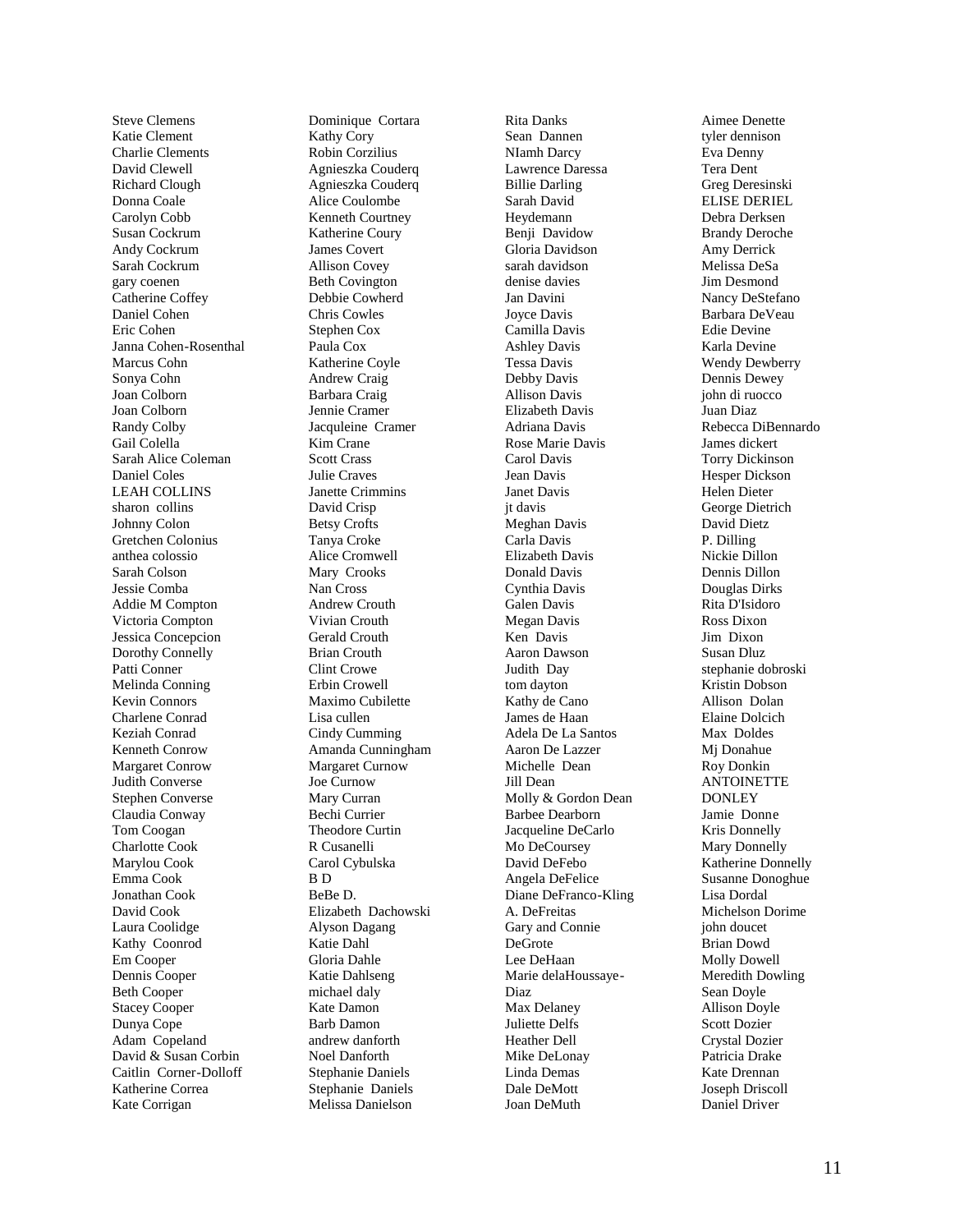Steve Clemens
Katie Clement
Charlie Clements
David Clewell
Richard Clough
Donna Coale
Carolyn Cobb
Susan Cockrum
Andy Cockrum
Sarah Cockrum
gary coenen
Catherine Coffey
Daniel Cohen
Eric Cohen
Janna Cohen-Rosenthal
Marcus Cohn
Sonya Cohn
Joan Colborn
Joan Colborn
Randy Colby
Gail Colella
Sarah Alice Coleman
Daniel Coles
LEAH COLLINS
sharon collins
Johnny Colon
Gretchen Colonius
anthea colossio
Sarah Colson
Jessie Comba
Addie M Compton
Victoria Compton
Jessica Concepcion
Dorothy Connelly
Patti Conner
Melinda Conning
Kevin Connors
Charlene Conrad
Keziah Conrad
Kenneth Conrow
Margaret Conrow
Judith Converse
Stephen Converse
Claudia Conway
Tom Coogan
Charlotte Cook
Marylou Cook
Emma Cook
Jonathan Cook
David Cook
Laura Coolidge
Kathy Coonrod
Em Cooper
Dennis Cooper
Beth Cooper
Stacey Cooper
Dunya Cope
Adam Copeland
David & Susan Corbin
Caitlin Corner-Dolloff
Katherine Correa
Kate Corrigan

Dominique Cortara
Kathy Cory
Robin Corzilius
Agnieszka Couderq
Agnieszka Couderq
Alice Coulombe
Kenneth Courtney
Katherine Coury
James Covert
Allison Covey
Beth Covington
Debbie Cowherd
Chris Cowles
Stephen Cox
Paula Cox
Katherine Coyle
Andrew Craig
Barbara Craig
Jennie Cramer
Jacquleine Cramer
Kim Crane
Scott Crass
Julie Craves
Janette Crimmins
David Crisp
Betsy Crofts
Tanya Croke
Alice Cromwell
Mary Crooks
Nan Cross
Andrew Crouth
Vivian Crouth
Gerald Crouth
Brian Crouth
Clint Crowe
Erbin Crowell
Maximo Cubilette
Lisa cullen
Cindy Cumming
Amanda Cunningham
Margaret Curnow
Joe Curnow
Mary Curran
Bechi Currier
Theodore Curtin
R Cusanelli
Carol Cybulska
B D
BeBe D.
Elizabeth Dachowski
Alyson Dagang
Katie Dahl
Gloria Dahle
Katie Dahlseng
michael daly
Kate Damon
Barb Damon
andrew danforth
Noel Danforth
Stephanie Daniels
Stephanie Daniels
Melissa Danielson

Rita Danks
Sean Dannen
NIamh Darcy
Lawrence Daressa
Billie Darling
Sarah David Heydemann
Benji Davidow
Gloria Davidson
sarah davidson
denise davies
Jan Davini
Joyce Davis
Camilla Davis
Ashley Davis
Tessa Davis
Debby Davis
Allison Davis
Elizabeth Davis
Adriana Davis
Rose Marie Davis
Carol Davis
Jean Davis
Janet Davis
jt davis
Meghan Davis
Carla Davis
Elizabeth Davis
Donald Davis
Cynthia Davis
Galen Davis
Megan Davis
Ken Davis
Aaron Dawson
Judith Day
tom dayton
Kathy de Cano
James de Haan
Adela De La Santos
Aaron De Lazzer
Michelle Dean
Jill Dean
Molly & Gordon Dean
Barbee Dearborn
Jacqueline DeCarlo
Mo DeCoursey
David DeFebo
Angela DeFelice
Diane DeFranco-Kling
A. DeFreitas
Gary and Connie DeGrote
Lee DeHaan
Marie delaHoussaye-Diaz
Max Delaney
Juliette Delfs
Heather Dell
Mike DeLonay
Linda Demas
Dale DeMott
Joan DeMuth

Aimee Denette
tyler dennison
Eva Denny
Tera Dent
Greg Deresinski
ELISE DERIEL
Debra Derksen
Brandy Deroche
Amy Derrick
Melissa DeSa
Jim Desmond
Nancy DeStefano
Barbara DeVeau
Edie Devine
Karla Devine
Wendy Dewberry
Dennis Dewey
john di ruocco
Juan Diaz
Rebecca DiBennardo
James dickert
Torry Dickinson
Hesper Dickson
Helen Dieter
George Dietrich
David Dietz
P. Dilling
Nickie Dillon
Dennis Dillon
Douglas Dirks
Rita D'Isidoro
Ross Dixon
Jim Dixon
Susan Dluz
stephanie dobroski
Kristin Dobson
Allison Dolan
Elaine Dolcich
Max Doldes
Mj Donahue
Roy Donkin
ANTOINETTE DONLEY
Jamie Donne
Kris Donnelly
Mary Donnelly
Katherine Donnelly
Susanne Donoghue
Lisa Dordal
Michelson Dorime
john doucet
Brian Dowd
Molly Dowell
Meredith Dowling
Sean Doyle
Allison Doyle
Scott Dozier
Crystal Dozier
Patricia Drake
Kate Drennan
Joseph Driscoll
Daniel Driver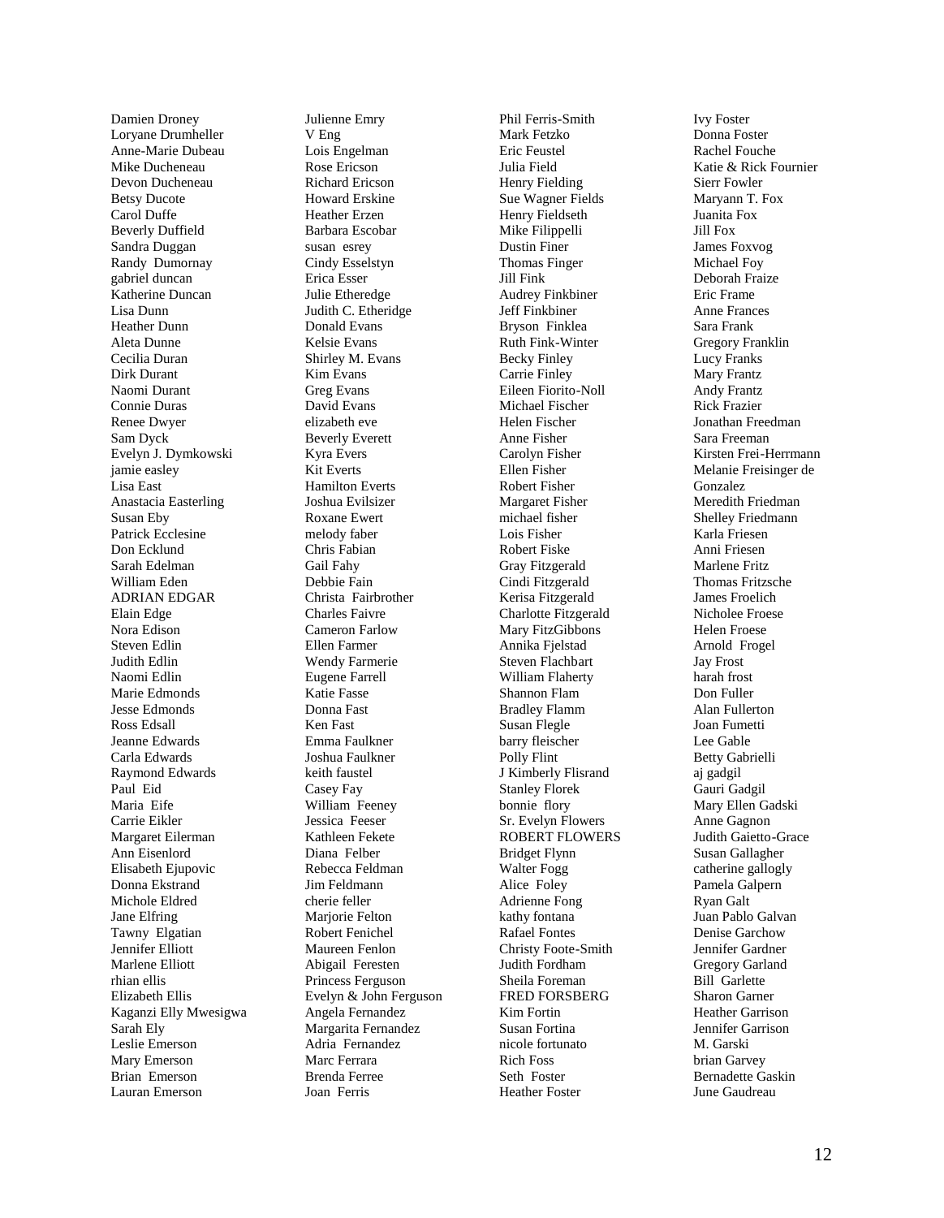Damien Droney
Loryane Drumheller
Anne-Marie Dubeau
Mike Ducheneau
Devon Ducheneau
Betsy Ducote
Carol Duffe
Beverly Duffield
Sandra Duggan
Randy Dumornay
gabriel duncan
Katherine Duncan
Lisa Dunn
Heather Dunn
Aleta Dunne
Cecilia Duran
Dirk Durant
Naomi Durant
Connie Duras
Renee Dwyer
Sam Dyck
Evelyn J. Dymkowski
jamie easley
Lisa East
Anastacia Easterling
Susan Eby
Patrick Ecclesine
Don Ecklund
Sarah Edelman
William Eden
ADRIAN EDGAR
Elain Edge
Nora Edison
Steven Edlin
Judith Edlin
Naomi Edlin
Marie Edmonds
Jesse Edmonds
Ross Edsall
Jeanne Edwards
Carla Edwards
Raymond Edwards
Paul Eid
Maria Eife
Carrie Eikler
Margaret Eilerman
Ann Eisenlord
Elisabeth Ejupovic
Donna Ekstrand
Michole Eldred
Jane Elfring
Tawny Elgatian
Jennifer Elliott
Marlene Elliott
rhian ellis
Elizabeth Ellis
Kaganzi Elly Mwesigwa
Sarah Ely
Leslie Emerson
Mary Emerson
Brian Emerson
Lauran Emerson
Julienne Emry
V Eng
Lois Engelman
Rose Ericson
Richard Ericson
Howard Erskine
Heather Erzen
Barbara Escobar
susan esrey
Cindy Esselstyn
Erica Esser
Julie Etheredge
Judith C. Etheridge
Donald Evans
Kelsie Evans
Shirley M. Evans
Kim Evans
Greg Evans
David Evans
elizabeth eve
Beverly Everett
Kyra Evers
Kit Everts
Hamilton Everts
Joshua Evilsizer
Roxane Ewert
melody faber
Chris Fabian
Gail Fahy
Debbie Fain
Christa Fairbrother
Charles Faivre
Cameron Farlow
Ellen Farmer
Wendy Farmerie
Eugene Farrell
Katie Fasse
Donna Fast
Ken Fast
Emma Faulkner
Joshua Faulkner
keith faustel
Casey Fay
William Feeney
Jessica Feeser
Kathleen Fekete
Diana Felber
Rebecca Feldman
Jim Feldmann
cherie feller
Marjorie Felton
Robert Fenichel
Maureen Fenlon
Abigail Feresten
Princess Ferguson
Evelyn & John Ferguson
Angela Fernandez
Margarita Fernandez
Adria Fernandez
Marc Ferrara
Brenda Ferree
Joan Ferris
Phil Ferris-Smith
Mark Fetzko
Eric Feustel
Julia Field
Henry Fielding
Sue Wagner Fields
Henry Fieldseth
Mike Filippelli
Dustin Finer
Thomas Finger
Jill Fink
Audrey Finkbiner
Jeff Finkbiner
Bryson Finklea
Ruth Fink-Winter
Becky Finley
Carrie Finley
Eileen Fiorito-Noll
Michael Fischer
Helen Fischer
Anne Fisher
Carolyn Fisher
Ellen Fisher
Robert Fisher
Margaret Fisher
michael fisher
Lois Fisher
Robert Fiske
Gray Fitzgerald
Cindi Fitzgerald
Kerisa Fitzgerald
Charlotte Fitzgerald
Mary FitzGibbons
Annika Fjelstad
Steven Flachbart
William Flaherty
Shannon Flam
Bradley Flamm
Susan Flegle
barry fleischer
Polly Flint
J Kimberly Flisrand
Stanley Florek
bonnie flory
Sr. Evelyn Flowers
ROBERT FLOWERS
Bridget Flynn
Walter Fogg
Alice Foley
Adrienne Fong
kathy fontana
Rafael Fontes
Christy Foote-Smith
Judith Fordham
Sheila Foreman
FRED FORSBERG
Kim Fortin
Susan Fortina
nicole fortunato
Rich Foss
Seth Foster
Heather Foster
Ivy Foster
Donna Foster
Rachel Fouche
Katie & Rick Fournier
Sierr Fowler
Maryann T. Fox
Juanita Fox
Jill Fox
James Foxvog
Michael Foy
Deborah Fraize
Eric Frame
Anne Frances
Sara Frank
Gregory Franklin
Lucy Franks
Mary Frantz
Andy Frantz
Rick Frazier
Jonathan Freedman
Sara Freeman
Kirsten Frei-Herrmann
Melanie Freisinger de Gonzalez
Meredith Friedman
Shelley Friedmann
Karla Friesen
Anni Friesen
Marlene Fritz
Thomas Fritzsche
James Froelich
Nicholee Froese
Helen Froese
Arnold Frogel
Jay Frost
harah frost
Don Fuller
Alan Fullerton
Joan Fumetti
Lee Gable
Betty Gabrielli
aj gadgil
Gauri Gadgil
Mary Ellen Gadski
Anne Gagnon
Judith Gaietto-Grace
Susan Gallagher
catherine gallogly
Pamela Galpern
Ryan Galt
Juan Pablo Galvan
Denise Garchow
Jennifer Gardner
Gregory Garland
Bill Garlette
Sharon Garner
Heather Garrison
Jennifer Garrison
M. Garski
brian Garvey
Bernadette Gaskin
June Gaudreau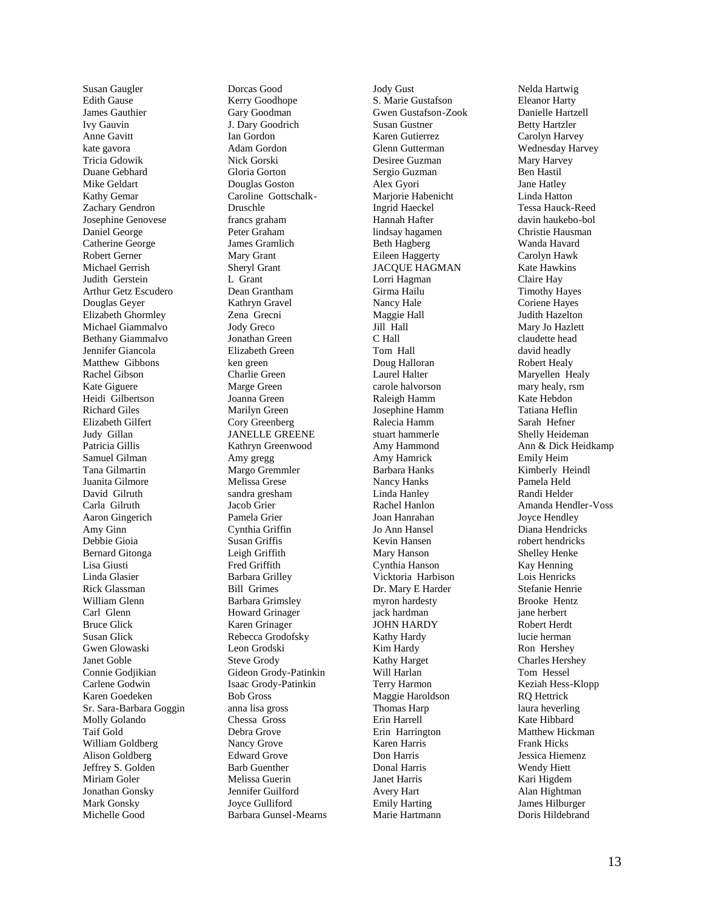Susan Gaugler
Edith Gause
James Gauthier
Ivy Gauvin
Anne Gavitt
kate gavora
Tricia Gdowik
Duane Gebhard
Mike Geldart
Kathy Gemar
Zachary Gendron
Josephine Genovese
Daniel George
Catherine George
Robert Gerner
Michael Gerrish
Judith Gerstein
Arthur Getz Escudero
Douglas Geyer
Elizabeth Ghormley
Michael Giammalvo
Bethany Giammalvo
Jennifer Giancola
Matthew Gibbons
Rachel Gibson
Kate Giguere
Heidi Gilbertson
Richard Giles
Elizabeth Gilfert
Judy Gillan
Patricia Gillis
Samuel Gilman
Tana Gilmartin
Juanita Gilmore
David Gilruth
Carla Gilruth
Aaron Gingerich
Amy Ginn
Debbie Gioia
Bernard Gitonga
Lisa Giusti
Linda Glasier
Rick Glassman
William Glenn
Carl Glenn
Bruce Glick
Susan Glick
Gwen Glowaski
Janet Goble
Connie Godjikian
Carlene Godwin
Karen Goedeken
Sr. Sara-Barbara Goggin
Molly Golando
Taif Gold
William Goldberg
Alison Goldberg
Jeffrey S. Golden
Miriam Goler
Jonathan Gonsky
Mark Gonsky
Michelle Good
Dorcas Good
Kerry Goodhope
Gary Goodman
J. Dary Goodrich
Ian Gordon
Adam Gordon
Nick Gorski
Gloria Gorton
Douglas Goston
Caroline Gottschalk-Druschle
francs graham
Peter Graham
James Gramlich
Mary Grant
Sheryl Grant
L Grant
Dean Grantham
Kathryn Gravel
Zena Grecni
Jody Greco
Jonathan Green
Elizabeth Green
ken green
Charlie Green
Marge Green
Joanna Green
Marilyn Green
Cory Greenberg
JANELLE GREENE
Kathryn Greenwood
Amy gregg
Margo Gremmler
Melissa Grese
sandra gresham
Jacob Grier
Pamela Grier
Cynthia Griffin
Susan Griffis
Leigh Griffith
Fred Griffith
Barbara Grilley
Bill Grimes
Barbara Grimsley
Howard Grinager
Karen Grinager
Rebecca Grodofsky
Leon Grodski
Steve Grody
Gideon Grody-Patinkin
Isaac Grody-Patinkin
Bob Gross
anna lisa gross
Chessa Gross
Debra Grove
Nancy Grove
Edward Grove
Barb Guenther
Melissa Guerin
Jennifer Guilford
Joyce Gulliford
Barbara Gunsel-Mearns
Jody Gust
S. Marie Gustafson
Gwen Gustafson-Zook
Susan Gustner
Karen Gutierrez
Glenn Gutterman
Desiree Guzman
Sergio Guzman
Alex Gyori
Marjorie Habenicht
Ingrid Haeckel
Hannah Hafter
lindsay hagamen
Beth Hagberg
Eileen Haggerty
JACQUE HAGMAN
Lorri Hagman
Girma Hailu
Nancy Hale
Maggie Hall
Jill Hall
C Hall
Tom Hall
Doug Halloran
Laurel Halter
carole halvorson
Raleigh Hamm
Josephine Hamm
Ralecia Hamm
stuart hammerle
Amy Hammond
Amy Hamrick
Barbara Hanks
Nancy Hanks
Linda Hanley
Rachel Hanlon
Joan Hanrahan
Jo Ann Hansel
Kevin Hansen
Mary Hanson
Cynthia Hanson
Vicktoria Harbison
Dr. Mary E Harder
myron hardesty
jack hardman
JOHN HARDY
Kathy Hardy
Kim Hardy
Kathy Harget
Will Harlan
Terry Harmon
Maggie Haroldson
Thomas Harp
Erin Harrell
Erin Harrington
Karen Harris
Don Harris
Donal Harris
Janet Harris
Avery Hart
Emily Harting
Marie Hartmann
Nelda Hartwig
Eleanor Harty
Danielle Hartzell
Betty Hartzler
Carolyn Harvey
Wednesday Harvey
Mary Harvey
Ben Hastil
Jane Hatley
Linda Hatton
Tessa Hauck-Reed
davin haukebo-bol
Christie Hausman
Wanda Havard
Carolyn Hawk
Kate Hawkins
Claire Hay
Timothy Hayes
Coriene Hayes
Judith Hazelton
Mary Jo Hazlett
claudette head
david headly
Robert Healy
Maryellen Healy
mary healy, rsm
Kate Hebdon
Tatiana Heflin
Sarah Hefner
Shelly Heideman
Ann & Dick Heidkamp
Emily Heim
Kimberly Heindl
Pamela Held
Randi Helder
Amanda Hendler-Voss
Joyce Hendley
Diana Hendricks
robert hendricks
Shelley Henke
Kay Henning
Lois Henricks
Stefanie Henrie
Brooke Hentz
jane herbert
Robert Herdt
lucie herman
Ron Hershey
Charles Hershey
Tom Hessel
Keziah Hess-Klopp
RQ Hettrick
laura heverling
Kate Hibbard
Matthew Hickman
Frank Hicks
Jessica Hiemenz
Wendy Hiett
Kari Higdem
Alan Hightman
James Hilburger
Doris Hildebrand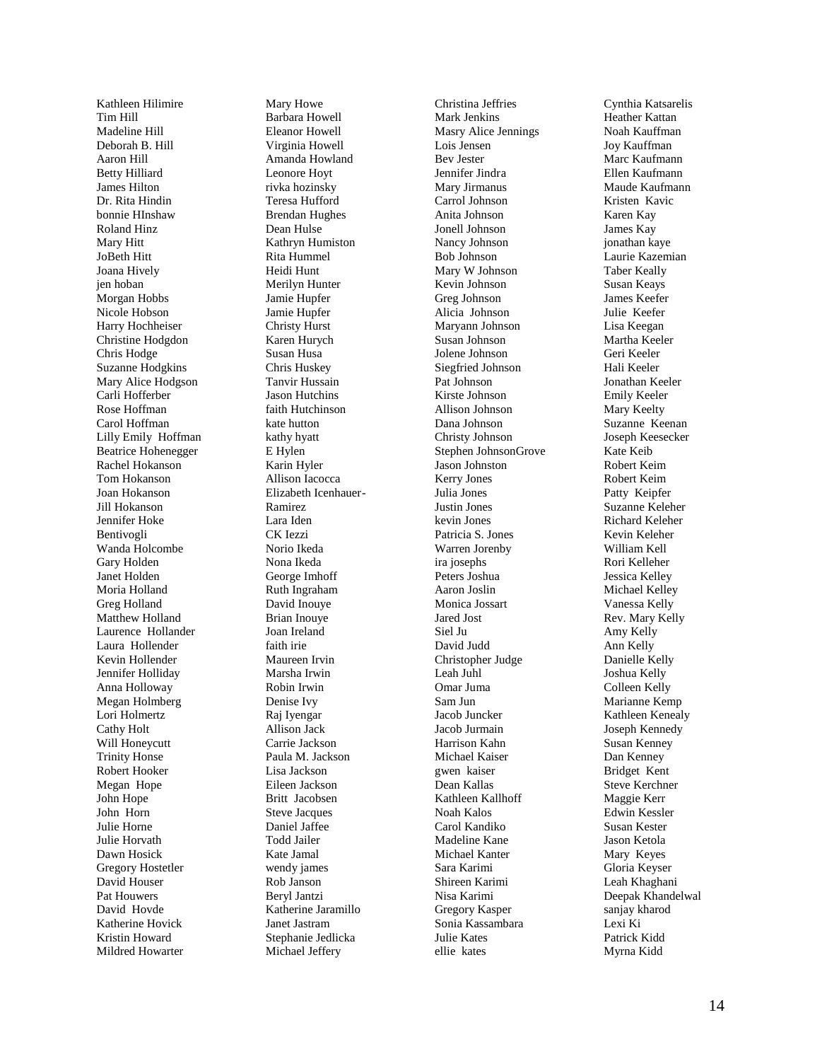Kathleen Hilimire
Tim Hill
Madeline Hill
Deborah B. Hill
Aaron Hill
Betty Hilliard
James Hilton
Dr. Rita Hindin
bonnie HInshaw
Roland Hinz
Mary Hitt
JoBeth Hitt
Joana Hively
jen hoban
Morgan Hobbs
Nicole Hobson
Harry Hochheiser
Christine Hodgdon
Chris Hodge
Suzanne Hodgkins
Mary Alice Hodgson
Carli Hofferber
Rose Hoffman
Carol Hoffman
Lilly Emily Hoffman
Beatrice Hohenegger
Rachel Hokanson
Tom Hokanson
Joan Hokanson
Jill Hokanson
Jennifer Hoke
Bentivogli
Wanda Holcombe
Gary Holden
Janet Holden
Moria Holland
Greg Holland
Matthew Holland
Laurence Hollander
Laura Hollender
Kevin Hollender
Jennifer Holliday
Anna Holloway
Megan Holmberg
Lori Holmertz
Cathy Holt
Will Honeycutt
Trinity Honse
Robert Hooker
Megan Hope
John Hope
John Horn
Julie Horne
Julie Horvath
Dawn Hosick
Gregory Hostetler
David Houser
Pat Houwers
David Hovde
Katherine Hovick
Kristin Howard
Mildred Howarter

Mary Howe
Barbara Howell
Eleanor Howell
Virginia Howell
Amanda Howland
Leonore Hoyt
rivka hozinsky
Teresa Hufford
Brendan Hughes
Dean Hulse
Kathryn Humiston
Rita Hummel
Heidi Hunt
Merilyn Hunter
Jamie Hupfer
Jamie Hupfer
Christy Hurst
Karen Hurych
Susan Husa
Chris Huskey
Tanvir Hussain
Jason Hutchins
faith Hutchinson
kate hutton
kathy hyatt
E Hylen
Karin Hyler
Allison Iacocca
Elizabeth Icenhauer-
Ramirez
Lara Iden
CK Iezzi
Norio Ikeda
Nona Ikeda
George Imhoff
Ruth Ingraham
David Inouye
Brian Inouye
Joan Ireland
faith irie
Maureen Irvin
Marsha Irwin
Robin Irwin
Denise Ivy
Raj Iyengar
Allison Jack
Carrie Jackson
Paula M. Jackson
Lisa Jackson
Eileen Jackson
Britt Jacobsen
Steve Jacques
Daniel Jaffee
Todd Jailer
Kate Jamal
wendy james
Rob Janson
Beryl Jantzi
Katherine Jaramillo
Janet Jastram
Stephanie Jedlicka
Michael Jeffery

Christina Jeffries
Mark Jenkins
Masry Alice Jennings
Lois Jensen
Bev Jester
Jennifer Jindra
Mary Jirmanus
Carrol Johnson
Anita Johnson
Jonell Johnson
Nancy Johnson
Bob Johnson
Mary W Johnson
Kevin Johnson
Greg Johnson
Alicia Johnson
Maryann Johnson
Susan Johnson
Jolene Johnson
Siegfried Johnson
Pat Johnson
Kirste Johnson
Allison Johnson
Dana Johnson
Christy Johnson
Stephen JohnsonGrove
Jason Johnston
Kerry Jones
Julia Jones
Justin Jones
kevin Jones
Patricia S. Jones
Warren Jorenby
ira josephs
Peters Joshua
Aaron Joslin
Monica Jossart
Jared Jost
Siel Ju
David Judd
Christopher Judge
Leah Juhl
Omar Juma
Sam Jun
Jacob Juncker
Jacob Jurmain
Harrison Kahn
Michael Kaiser
gwen kaiser
Dean Kallas
Kathleen Kallhoff
Noah Kalos
Carol Kandiko
Madeline Kane
Michael Kanter
Sara Karimi
Shireen Karimi
Nisa Karimi
Gregory Kasper
Sonia Kassambara
Julie Kates
ellie kates

Cynthia Katsarelis
Heather Kattan
Noah Kauffman
Joy Kauffman
Marc Kaufmann
Ellen Kaufmann
Maude Kaufmann
Kristen Kavic
Karen Kay
James Kay
jonathan kaye
Laurie Kazemian
Taber Keally
Susan Keays
James Keefer
Julie Keefer
Lisa Keegan
Martha Keeler
Geri Keeler
Hali Keeler
Jonathan Keeler
Emily Keeler
Mary Keelty
Suzanne Keenan
Joseph Keesecker
Kate Keib
Robert Keim
Robert Keim
Patty Keipfer
Suzanne Keleher
Richard Keleher
Kevin Keleher
William Kell
Rori Kelleher
Jessica Kelley
Michael Kelley
Vanessa Kelly
Rev. Mary Kelly
Amy Kelly
Ann Kelly
Danielle Kelly
Joshua Kelly
Colleen Kelly
Marianne Kemp
Kathleen Kenealy
Joseph Kennedy
Susan Kenney
Dan Kenney
Bridget Kent
Steve Kerchner
Maggie Kerr
Edwin Kessler
Susan Kester
Jason Ketola
Mary Keyes
Gloria Keyser
Leah Khaghani
Deepak Khandelwal
sanjay kharod
Lexi Ki
Patrick Kidd
Myrna Kidd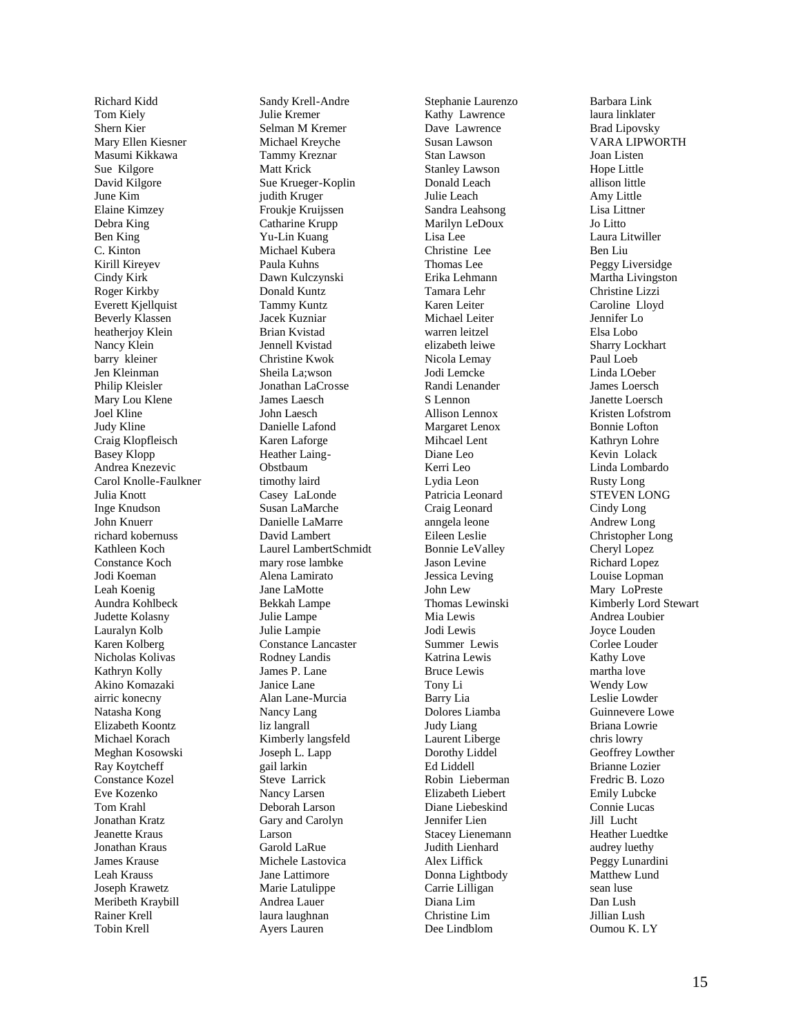Richard Kidd
Tom Kiely
Shern Kier
Mary Ellen Kiesner
Masumi Kikkawa
Sue Kilgore
David Kilgore
June Kim
Elaine Kimzey
Debra King
Ben King
C. Kinton
Kirill Kireyev
Cindy Kirk
Roger Kirkby
Everett Kjellquist
Beverly Klassen
heatherjoy Klein
Nancy Klein
barry kleiner
Jen Kleinman
Philip Kleisler
Mary Lou Klene
Joel Kline
Judy Kline
Craig Klopfleisch
Basey Klopp
Andrea Knezevic
Carol Knolle-Faulkner
Julia Knott
Inge Knudson
John Knuerr
richard kobernuss
Kathleen Koch
Constance Koch
Jodi Koeman
Leah Koenig
Aundra Kohlbeck
Judette Kolasny
Lauralyn Kolb
Karen Kolberg
Nicholas Kolivas
Kathryn Kolly
Akino Komazaki
airric konecny
Natasha Kong
Elizabeth Koontz
Michael Korach
Meghan Kosowski
Ray Koytcheff
Constance Kozel
Eve Kozenko
Tom Krahl
Jonathan Kratz
Jeanette Kraus
Jonathan Kraus
James Krause
Leah Krauss
Joseph Krawetz
Meribeth Kraybill
Rainer Krell
Tobin Krell
Sandy Krell-Andre
Julie Kremer
Selman M Kremer
Michael Kreyche
Tammy Kreznar
Matt Krick
Sue Krueger-Koplin
judith Kruger
Froukje Kruijssen
Catharine Krupp
Yu-Lin Kuang
Michael Kubera
Paula Kuhns
Dawn Kulczynski
Donald Kuntz
Tammy Kuntz
Jacek Kuzniar
Brian Kvistad
Jennell Kvistad
Christine Kwok
Sheila La;wson
Jonathan LaCrosse
James Laesch
John Laesch
Danielle Lafond
Karen Laforge
Heather Laing-Obstbaum
timothy laird
Casey LaLonde
Susan LaMarche
Danielle LaMarre
David Lambert
Laurel LambertSchmidt
mary rose lambke
Alena Lamirato
Jane LaMotte
Bekkah Lampe
Julie Lampe
Julie Lampie
Constance Lancaster
Rodney Landis
James P. Lane
Janice Lane
Alan Lane-Murcia
Nancy Lang
liz langrall
Kimberly langsfeld
Joseph L. Lapp
gail larkin
Steve Larrick
Nancy Larsen
Deborah Larson
Gary and Carolyn Larson
Garold LaRue
Michele Lastovica
Jane Lattimore
Marie Latulippe
Andrea Lauer
laura laughnan
Ayers Lauren
Stephanie Laurenzo
Kathy Lawrence
Dave Lawrence
Susan Lawson
Stan Lawson
Stanley Lawson
Donald Leach
Julie Leach
Sandra Leahsong
Marilyn LeDoux
Lisa Lee
Christine Lee
Thomas Lee
Erika Lehmann
Tamara Lehr
Karen Leiter
Michael Leiter
warren leitzel
elizabeth leiwe
Nicola Lemay
Jodi Lemcke
Randi Lenander
S Lennon
Allison Lennox
Margaret Lenox
Mihcael Lent
Diane Leo
Kerri Leo
Lydia Leon
Patricia Leonard
Craig Leonard
anngela leone
Eileen Leslie
Bonnie LeValley
Jason Levine
Jessica Leving
John Lew
Thomas Lewinski
Mia Lewis
Jodi Lewis
Summer Lewis
Katrina Lewis
Bruce Lewis
Tony Li
Barry Lia
Dolores Liamba
Judy Liang
Laurent Liberge
Dorothy Liddel
Ed Liddell
Robin Lieberman
Elizabeth Liebert
Diane Liebeskind
Jennifer Lien
Stacey Lienemann
Judith Lienhard
Alex Liffick
Donna Lightbody
Carrie Lilligan
Diana Lim
Christine Lim
Dee Lindblom
Barbara Link
laura linklater
Brad Lipovsky
VARA LIPWORTH
Joan Listen
Hope Little
allison little
Amy Little
Lisa Littner
Jo Litto
Laura Litwiller
Ben Liu
Peggy Liversidge
Martha Livingston
Christine Lizzi
Caroline Lloyd
Jennifer Lo
Elsa Lobo
Sharry Lockhart
Paul Loeb
Linda LOeber
James Loersch
Janette Loersch
Kristen Lofstrom
Bonnie Lofton
Kathryn Lohre
Kevin Lolack
Linda Lombardo
Rusty Long
STEVEN LONG
Cindy Long
Andrew Long
Christopher Long
Cheryl Lopez
Richard Lopez
Louise Lopman
Mary LoPreste
Kimberly Lord Stewart
Andrea Loubier
Joyce Louden
Corlee Louder
Kathy Love
martha love
Wendy Low
Leslie Lowder
Guinnevere Lowe
Briana Lowrie
chris lowry
Geoffrey Lowther
Brianne Lozier
Fredric B. Lozo
Emily Lubcke
Connie Lucas
Jill Lucht
Heather Luedtke
audrey luethy
Peggy Lunardini
Matthew Lund
sean luse
Dan Lush
Jillian Lush
Oumou K. LY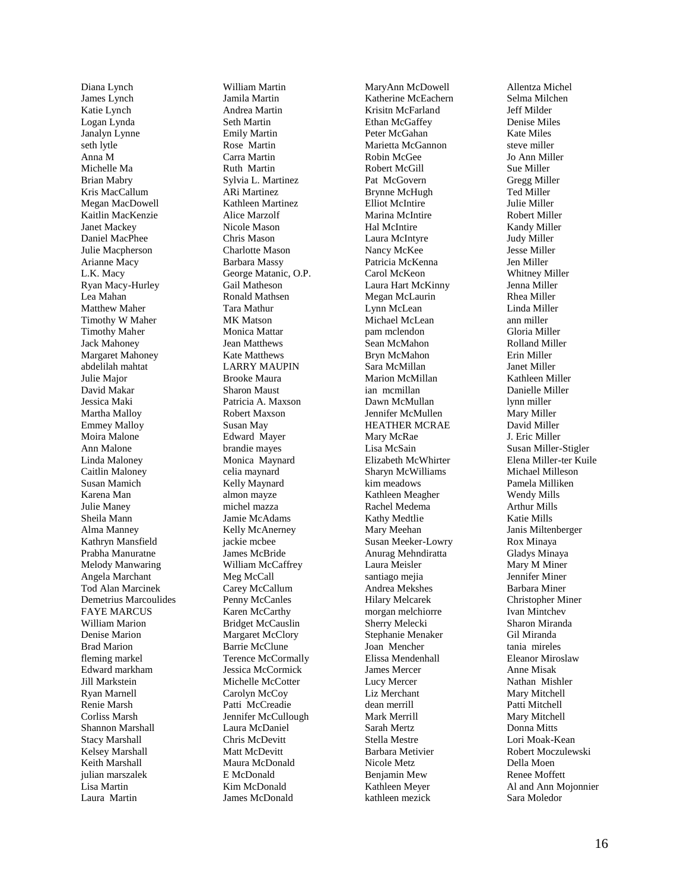Diana Lynch
James Lynch
Katie Lynch
Logan Lynda
Janalyn Lynne
seth lytle
Anna M
Michelle Ma
Brian Mabry
Kris MacCallum
Megan MacDowell
Kaitlin MacKenzie
Janet Mackey
Daniel MacPhee
Julie Macpherson
Arianne Macy
L.K. Macy
Ryan Macy-Hurley
Lea Mahan
Matthew Maher
Timothy W Maher
Timothy Maher
Jack Mahoney
Margaret Mahoney
abdelilah mahtat
Julie Major
David Makar
Jessica Maki
Martha Malloy
Emmey Malloy
Moira Malone
Ann Malone
Linda Maloney
Caitlin Maloney
Susan Mamich
Karena Man
Julie Maney
Sheila Mann
Alma Manney
Kathryn Mansfield
Prabha Manuratne
Melody Manwaring
Angela Marchant
Tod Alan Marcinek
Demetrius Marcoulides
FAYE MARCUS
William Marion
Denise Marion
Brad Marion
fleming markel
Edward markham
Jill Markstein
Ryan Marnell
Renie Marsh
Corliss Marsh
Shannon Marshall
Stacy Marshall
Kelsey Marshall
Keith Marshall
julian marszalek
Lisa Martin
Laura Martin
William Martin
Jamila Martin
Andrea Martin
Seth Martin
Emily Martin
Rose Martin
Carra Martin
Ruth Martin
Sylvia L. Martinez
ARi Martinez
Kathleen Martinez
Alice Marzolf
Nicole Mason
Chris Mason
Charlotte Mason
Barbara Massy
George Matanic, O.P.
Gail Matheson
Ronald Mathsen
Tara Mathur
MK Matson
Monica Mattar
Jean Matthews
Kate Matthews
LARRY MAUPIN
Brooke Maura
Sharon Maust
Patricia A. Maxson
Robert Maxson
Susan May
Edward Mayer
brandie mayes
Monica Maynard
celia maynard
Kelly Maynard
almon mayze
michel mazza
Jamie McAdams
Kelly McAnerney
jackie mcbee
James McBride
William McCaffrey
Meg McCall
Carey McCallum
Penny McCanles
Karen McCarthy
Bridget McCauslin
Margaret McClory
Barrie McClune
Terence McCormally
Jessica McCormick
Michelle McCotter
Carolyn McCoy
Patti McCreadie
Jennifer McCullough
Laura McDaniel
Chris McDevitt
Matt McDevitt
Maura McDonald
E McDonald
Kim McDonald
James McDonald
MaryAnn McDowell
Katherine McEachern
Krisitn McFarland
Ethan McGaffey
Peter McGahan
Marietta McGannon
Robin McGee
Robert McGill
Pat McGovern
Brynne McHugh
Elliot McIntire
Marina McIntire
Hal McIntire
Laura McIntyre
Nancy McKee
Patricia McKenna
Carol McKeon
Laura Hart McKinny
Megan McLaurin
Lynn McLean
Michael McLean
pam mclendon
Sean McMahon
Bryn McMahon
Sara McMillan
Marion McMillan
ian mcmillan
Dawn McMullan
Jennifer McMullen
HEATHER MCRAE
Mary McRae
Lisa McSain
Elizabeth McWhirter
Sharyn McWilliams
kim meadows
Kathleen Meagher
Rachel Medema
Kathy Medtlie
Mary Meehan
Susan Meeker-Lowry
Anurag Mehndiratta
Laura Meisler
santiago mejia
Andrea Mekshes
Hilary Melcarek
morgan melchiorre
Sherry Melecki
Stephanie Menaker
Joan Mencher
Elissa Mendenhall
James Mercer
Lucy Mercer
Liz Merchant
dean merrill
Mark Merrill
Sarah Mertz
Stella Mestre
Barbara Metivier
Nicole Metz
Benjamin Mew
Kathleen Meyer
kathleen mezick
Allentza Michel
Selma Milchen
Jeff Milder
Denise Miles
Kate Miles
steve miller
Jo Ann Miller
Sue Miller
Gregg Miller
Ted Miller
Julie Miller
Robert Miller
Kandy Miller
Judy Miller
Jesse Miller
Jen Miller
Whitney Miller
Jenna Miller
Rhea Miller
Linda Miller
ann miller
Gloria Miller
Rolland Miller
Erin Miller
Janet Miller
Kathleen Miller
Danielle Miller
lynn miller
Mary Miller
David Miller
J. Eric Miller
Susan Miller-Stigler
Elena Miller-ter Kuile
Michael Milleson
Pamela Milliken
Wendy Mills
Arthur Mills
Katie Mills
Janis Miltenberger
Rox Minaya
Gladys Minaya
Mary M Miner
Jennifer Miner
Barbara Miner
Christopher Miner
Ivan Mintchev
Sharon Miranda
Gil Miranda
tania mireles
Eleanor Miroslaw
Anne Misak
Nathan Mishler
Mary Mitchell
Patti Mitchell
Mary Mitchell
Donna Mitts
Lori Moak-Kean
Robert Moczulewski
Della Moen
Renee Moffett
Al and Ann Mojonnier
Sara Moledor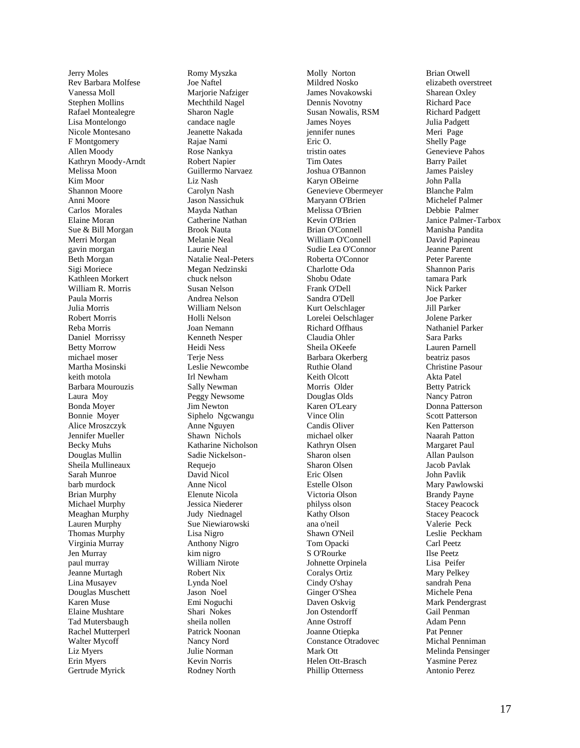Jerry Moles
Rev Barbara Molfese
Vanessa Moll
Stephen Mollins
Rafael Montealegre
Lisa Montelongo
Nicole Montesano
F Montgomery
Allen Moody
Kathryn Moody-Arndt
Melissa Moon
Kim Moor
Shannon Moore
Anni Moore
Carlos Morales
Elaine Moran
Sue & Bill Morgan
Merri Morgan
gavin morgan
Beth Morgan
Sigi Moriece
Kathleen Morkert
William R. Morris
Paula Morris
Julia Morris
Robert Morris
Reba Morris
Daniel Morrissy
Betty Morrow
michael moser
Martha Mosinski
keith motola
Barbara Mourouzis
Laura Moy
Bonda Moyer
Bonnie Moyer
Alice Mroszczyk
Jennifer Mueller
Becky Muhs
Douglas Mullin
Sheila Mullineaux
Sarah Munroe
barb murdock
Brian Murphy
Michael Murphy
Meaghan Murphy
Lauren Murphy
Thomas Murphy
Virginia Murray
Jen Murray
paul murray
Jeanne Murtagh
Lina Musayev
Douglas Muschett
Karen Muse
Elaine Mushtare
Tad Mutersbaugh
Rachel Mutterperl
Walter Mycoff
Liz Myers
Erin Myers
Gertrude Myrick

Romy Myszka
Joe Naftel
Marjorie Nafziger
Mechthild Nagel
Sharon Nagle
candace nagle
Jeanette Nakada
Rajae Nami
Rose Nankya
Robert Napier
Guillermo Narvaez
Liz Nash
Carolyn Nash
Jason Nassichuk
Mayda Nathan
Catherine Nathan
Brook Nauta
Melanie Neal
Laurie Neal
Natalie Neal-Peters
Megan Nedzinski
chuck nelson
Susan Nelson
Andrea Nelson
William Nelson
Holli Nelson
Joan Nemann
Kenneth Nesper
Heidi Ness
Terje Ness
Leslie Newcombe
Irl Newham
Sally Newman
Peggy Newsome
Jim Newton
Siphelo Ngcwangu
Anne Nguyen
Shawn Nichols
Katharine Nicholson
Sadie Nickelson-Requejo
David Nicol
Anne Nicol
Elenute Nicola
Jessica Niederer
Judy Niednagel
Sue Niewiarowski
Lisa Nigro
Anthony Nigro
kim nigro
William Nirote
Robert Nix
Lynda Noel
Jason Noel
Emi Noguchi
Shari Nokes
sheila nollen
Patrick Noonan
Nancy Nord
Julie Norman
Kevin Norris
Rodney North

Molly Norton
Mildred Nosko
James Novakowski
Dennis Novotny
Susan Nowalis, RSM
James Noyes
jennifer nunes
Eric O.
tristin oates
Tim Oates
Joshua O'Bannon
Karyn OBeirne
Genevieve Obermeyer
Maryann O'Brien
Melissa O'Brien
Kevin O'Brien
Brian O'Connell
William O'Connell
Sudie Lea O'Connor
Roberta O'Connor
Charlotte Oda
Shobu Odate
Frank O'Dell
Sandra O'Dell
Kurt Oelschlager
Lorelei Oelschlager
Richard Offhaus
Claudia Ohler
Sheila OKeefe
Barbara Okerberg
Ruthie Oland
Keith Olcott
Morris Older
Douglas Olds
Karen O'Leary
Vince Olin
Candis Oliver
michael olker
Kathryn Olsen
Sharon olsen
Sharon Olsen
Eric Olsen
Estelle Olson
Victoria Olson
philyss olson
Kathy Olson
ana o'neil
Shawn O'Neil
Tom Opacki
S O'Rourke
Johnette Orpinela
Coralys Ortiz
Cindy O'shay
Ginger O'Shea
Daven Oskvig
Jon Ostendorff
Anne Ostroff
Joanne Otiepka
Constance Otradovec
Mark Ott
Helen Ott-Brasch
Phillip Otterness

Brian Otwell
elizabeth overstreet
Sharean Oxley
Richard Pace
Richard Padgett
Julia Padgett
Meri Page
Shelly Page
Genevieve Pahos
Barry Pailet
James Paisley
John Palla
Blanche Palm
Michelef Palmer
Debbie Palmer
Janice Palmer-Tarbox
Manisha Pandita
David Papineau
Jeanne Parent
Peter Parente
Shannon Paris
tamara Park
Nick Parker
Joe Parker
Jill Parker
Jolene Parker
Nathaniel Parker
Sara Parks
Lauren Parnell
beatriz pasos
Christine Pasour
Akta Patel
Betty Patrick
Nancy Patron
Donna Patterson
Scott Patterson
Ken Patterson
Naarah Patton
Margaret Paul
Allan Paulson
Jacob Pavlak
John Pavlik
Mary Pawlowski
Brandy Payne
Stacey Peacock
Stacey Peacock
Valerie Peck
Leslie Peckham
Carl Peetz
Ilse Peetz
Lisa Peifer
Mary Pelkey
sandrah Pena
Michele Pena
Mark Pendergrast
Gail Penman
Adam Penn
Pat Penner
Michal Penniman
Melinda Pensinger
Yasmine Perez
Antonio Perez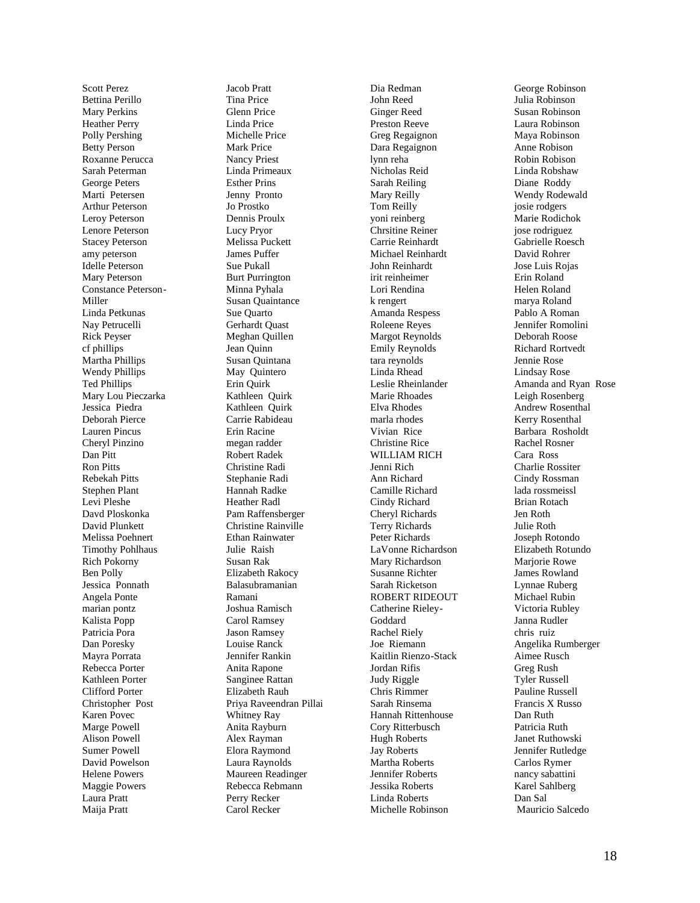Scott Perez
Bettina Perillo
Mary Perkins
Heather Perry
Polly Pershing
Betty Person
Roxanne Perucca
Sarah Peterman
George Peters
Marti Petersen
Arthur Peterson
Leroy Peterson
Lenore Peterson
Stacey Peterson
amy peterson
Idelle Peterson
Mary Peterson
Constance Peterson-Miller
Linda Petkunas
Nay Petrucelli
Rick Peyser
cf phillips
Martha Phillips
Wendy Phillips
Ted Phillips
Mary Lou Pieczarka
Jessica Piedra
Deborah Pierce
Lauren Pincus
Cheryl Pinzino
Dan Pitt
Ron Pitts
Rebekah Pitts
Stephen Plant
Levi Pleshe
Davd Ploskonka
David Plunkett
Melissa Poehnert
Timothy Pohlhaus
Rich Pokorny
Ben Polly
Jessica Ponnath
Angela Ponte
marian pontz
Kalista Popp
Patricia Pora
Dan Poresky
Mayra Porrata
Rebecca Porter
Kathleen Porter
Clifford Porter
Christopher Post
Karen Povec
Marge Powell
Alison Powell
Sumer Powell
David Powelson
Helene Powers
Maggie Powers
Laura Pratt
Maija Pratt
Jacob Pratt
Tina Price
Glenn Price
Linda Price
Michelle Price
Mark Price
Nancy Priest
Linda Primeaux
Esther Prins
Jenny Pronto
Jo Prostko
Dennis Proulx
Lucy Pryor
Melissa Puckett
James Puffer
Sue Pukall
Burt Purrington
Minna Pyhala
Susan Quaintance
Sue Quarto
Gerhardt Quast
Meghan Quillen
Jean Quinn
Susan Quintana
May Quintero
Erin Quirk
Kathleen Quirk
Kathleen Quirk
Carrie Rabideau
Erin Racine
megan radder
Robert Radek
Christine Radi
Stephanie Radi
Hannah Radke
Heather Radl
Pam Raffensberger
Christine Rainville
Ethan Rainwater
Julie Raish
Susan Rak
Elizabeth Rakocy
Balasubramanian Ramani
Joshua Ramisch
Carol Ramsey
Jason Ramsey
Louise Ranck
Jennifer Rankin
Anita Rapone
Sanginee Rattan
Elizabeth Rauh
Priya Raveendran Pillai
Whitney Ray
Anita Rayburn
Alex Rayman
Elora Raymond
Laura Raynolds
Maureen Readinger
Rebecca Rebmann
Perry Recker
Carol Recker
Dia Redman
John Reed
Ginger Reed
Preston Reeve
Greg Regaignon
Dara Regaignon
lynn reha
Nicholas Reid
Sarah Reiling
Mary Reilly
Tom Reilly
yoni reinberg
Chrsitine Reiner
Carrie Reinhardt
Michael Reinhardt
John Reinhardt
irit reinheimer
Lori Rendina
k rengert
Amanda Respess
Roleene Reyes
Margot Reynolds
Emily Reynolds
tara reynolds
Linda Rhead
Leslie Rheinlander
Marie Rhoades
Elva Rhodes
marla rhodes
Vivian Rice
Christine Rice
WILLIAM RICH
Jenni Rich
Ann Richard
Camille Richard
Cindy Richard
Cheryl Richards
Terry Richards
Peter Richards
LaVonne Richardson
Mary Richardson
Susanne Richter
Sarah Ricketson
ROBERT RIDEOUT
Catherine Rieley-Goddard
Rachel Riely
Joe Riemann
Kaitlin Rienzo-Stack
Jordan Rifis
Judy Riggle
Chris Rimmer
Sarah Rinsema
Hannah Rittenhouse
Cory Ritterbusch
Hugh Roberts
Jay Roberts
Martha Roberts
Jennifer Roberts
Jessika Roberts
Linda Roberts
Michelle Robinson
George Robinson
Julia Robinson
Susan Robinson
Laura Robinson
Maya Robinson
Anne Robison
Robin Robison
Linda Robshaw
Diane Roddy
Wendy Rodewald
josie rodgers
Marie Rodichok
jose rodriguez
Gabrielle Roesch
David Rohrer
Jose Luis Rojas
Erin Roland
Helen Roland
marya Roland
Pablo A Roman
Jennifer Romolini
Deborah Roose
Richard Rortvedt
Jennie Rose
Lindsay Rose
Amanda and Ryan Rose
Leigh Rosenberg
Andrew Rosenthal
Kerry Rosenthal
Barbara Rosholdt
Rachel Rosner
Cara Ross
Charlie Rossiter
Cindy Rossman
lada rossmeissl
Brian Rotach
Jen Roth
Julie Roth
Joseph Rotondo
Elizabeth Rotundo
Marjorie Rowe
James Rowland
Lynnae Ruberg
Michael Rubin
Victoria Rubley
Janna Rudler
chris ruiz
Angelika Rumberger
Aimee Rusch
Greg Rush
Tyler Russell
Pauline Russell
Francis X Russo
Dan Ruth
Patricia Ruth
Janet Ruthowski
Jennifer Rutledge
Carlos Rymer
nancy sabattini
Karel Sahlberg
Dan Sal
Mauricio Salcedo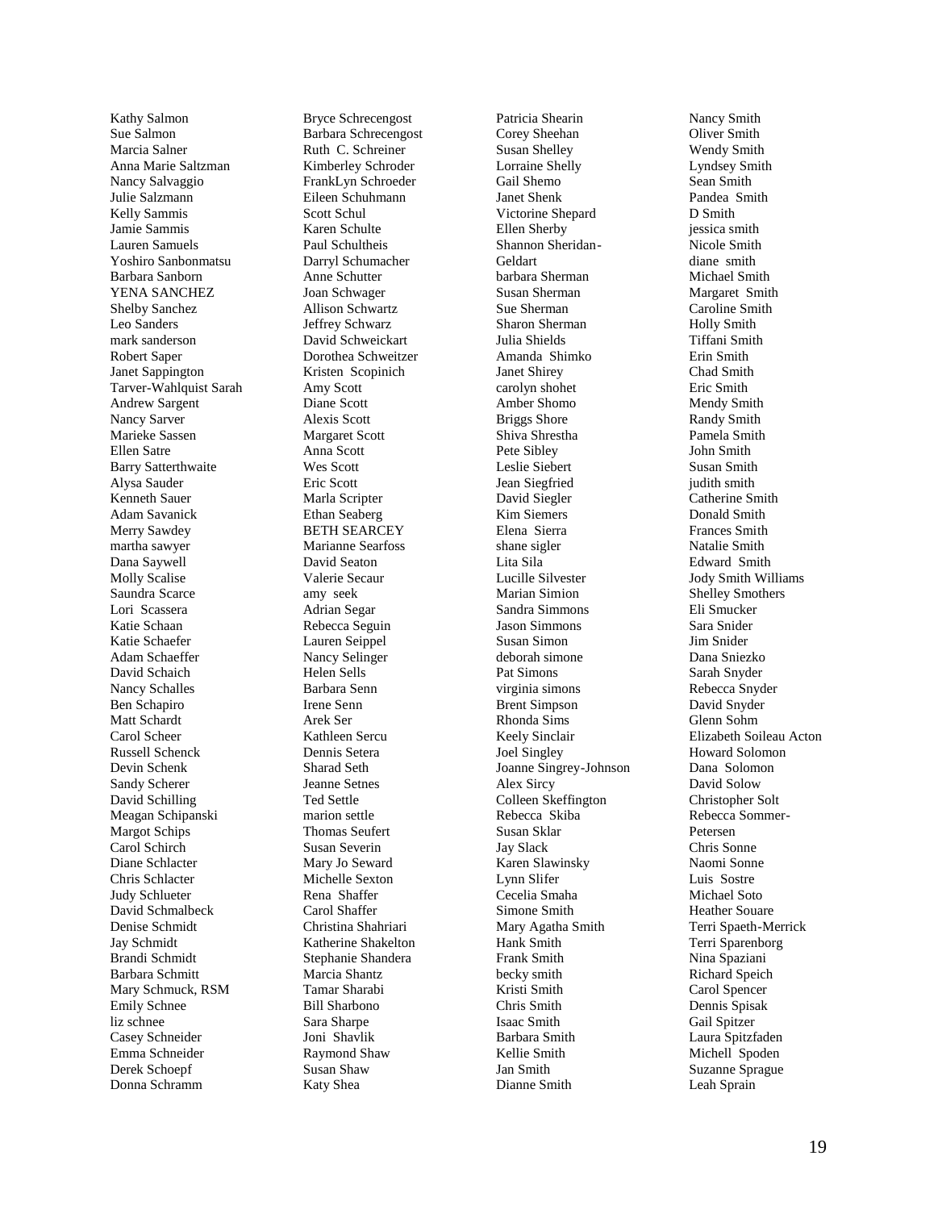Kathy Salmon
Sue Salmon
Marcia Salner
Anna Marie Saltzman
Nancy Salvaggio
Julie Salzmann
Kelly Sammis
Jamie Sammis
Lauren Samuels
Yoshiro Sanbonmatsu
Barbara Sanborn
YENA SANCHEZ
Shelby Sanchez
Leo Sanders
mark sanderson
Robert Saper
Janet Sappington
Tarver-Wahlquist Sarah
Andrew Sargent
Nancy Sarver
Marieke Sassen
Ellen Satre
Barry Satterthwaite
Alysa Sauder
Kenneth Sauer
Adam Savanick
Merry Sawdey
martha sawyer
Dana Saywell
Molly Scalise
Saundra Scarce
Lori Scassera
Katie Schaan
Katie Schaefer
Adam Schaeffer
David Schaich
Nancy Schalles
Ben Schapiro
Matt Schardt
Carol Scheer
Russell Schenck
Devin Schenk
Sandy Scherer
David Schilling
Meagan Schipanski
Margot Schips
Carol Schirch
Diane Schlacter
Chris Schlacter
Judy Schlueter
David Schmalbeck
Denise Schmidt
Jay Schmidt
Brandi Schmidt
Barbara Schmitt
Mary Schmuck, RSM
Emily Schnee
liz schnee
Casey Schneider
Emma Schneider
Derek Schoepf
Donna Schramm
Bryce Schrecengost
Barbara Schrecengost
Ruth C. Schreiner
Kimberley Schroder
FrankLyn Schroeder
Eileen Schuhmann
Scott Schul
Karen Schulte
Paul Schultheis
Darryl Schumacher
Anne Schutter
Joan Schwager
Allison Schwartz
Jeffrey Schwarz
David Schweickart
Dorothea Schweitzer
Kristen Scopinich
Amy Scott
Diane Scott
Alexis Scott
Margaret Scott
Anna Scott
Wes Scott
Eric Scott
Marla Scripter
Ethan Seaberg
BETH SEARCEY
Marianne Searfoss
David Seaton
Valerie Secaur
amy seek
Adrian Segar
Rebecca Seguin
Lauren Seippel
Nancy Selinger
Helen Sells
Barbara Senn
Irene Senn
Arek Ser
Kathleen Sercu
Dennis Setera
Sharad Seth
Jeanne Setnes
Ted Settle
marion settle
Thomas Seufert
Susan Severin
Mary Jo Seward
Michelle Sexton
Rena Shaffer
Carol Shaffer
Christina Shahriari
Katherine Shakelton
Stephanie Shandera
Marcia Shantz
Tamar Sharabi
Bill Sharbono
Sara Sharpe
Joni Shavlik
Raymond Shaw
Susan Shaw
Katy Shea
Patricia Shearin
Corey Sheehan
Susan Shelley
Lorraine Shelly
Gail Shemo
Janet Shenk
Victorine Shepard
Ellen Sherby
Shannon Sheridan-Geldart
barbara Sherman
Susan Sherman
Sue Sherman
Sharon Sherman
Julia Shields
Amanda Shimko
Janet Shirey
carolyn shohet
Amber Shomo
Briggs Shore
Shiva Shrestha
Pete Sibley
Leslie Siebert
Jean Siegfried
David Siegler
Kim Siemers
Elena Sierra
shane sigler
Lita Sila
Lucille Silvester
Marian Simion
Sandra Simmons
Jason Simmons
Susan Simon
deborah simone
Pat Simons
virginia simons
Brent Simpson
Rhonda Sims
Keely Sinclair
Joel Singley
Joanne Singrey-Johnson
Alex Sircy
Colleen Skeffington
Rebecca Skiba
Susan Sklar
Jay Slack
Karen Slawinsky
Lynn Slifer
Cecelia Smaha
Simone Smith
Mary Agatha Smith
Hank Smith
Frank Smith
becky smith
Kristi Smith
Chris Smith
Isaac Smith
Barbara Smith
Kellie Smith
Jan Smith
Dianne Smith
Nancy Smith
Oliver Smith
Wendy Smith
Lyndsey Smith
Sean Smith
Pandea Smith
D Smith
jessica smith
Nicole Smith
diane smith
Michael Smith
Margaret Smith
Caroline Smith
Holly Smith
Tiffani Smith
Erin Smith
Chad Smith
Eric Smith
Mendy Smith
Randy Smith
Pamela Smith
John Smith
Susan Smith
judith smith
Catherine Smith
Donald Smith
Frances Smith
Natalie Smith
Edward Smith
Jody Smith Williams
Shelley Smothers
Eli Smucker
Sara Snider
Jim Snider
Dana Sniezko
Sarah Snyder
Rebecca Snyder
David Snyder
Glenn Sohm
Elizabeth Soileau Acton
Howard Solomon
Dana Solomon
David Solow
Christopher Solt
Rebecca Sommer-Petersen
Chris Sonne
Naomi Sonne
Luis Sostre
Michael Soto
Heather Souare
Terri Spaeth-Merrick
Terri Sparenborg
Nina Spaziani
Richard Speich
Carol Spencer
Dennis Spisak
Gail Spitzer
Laura Spitzfaden
Michell Spoden
Suzanne Sprague
Leah Sprain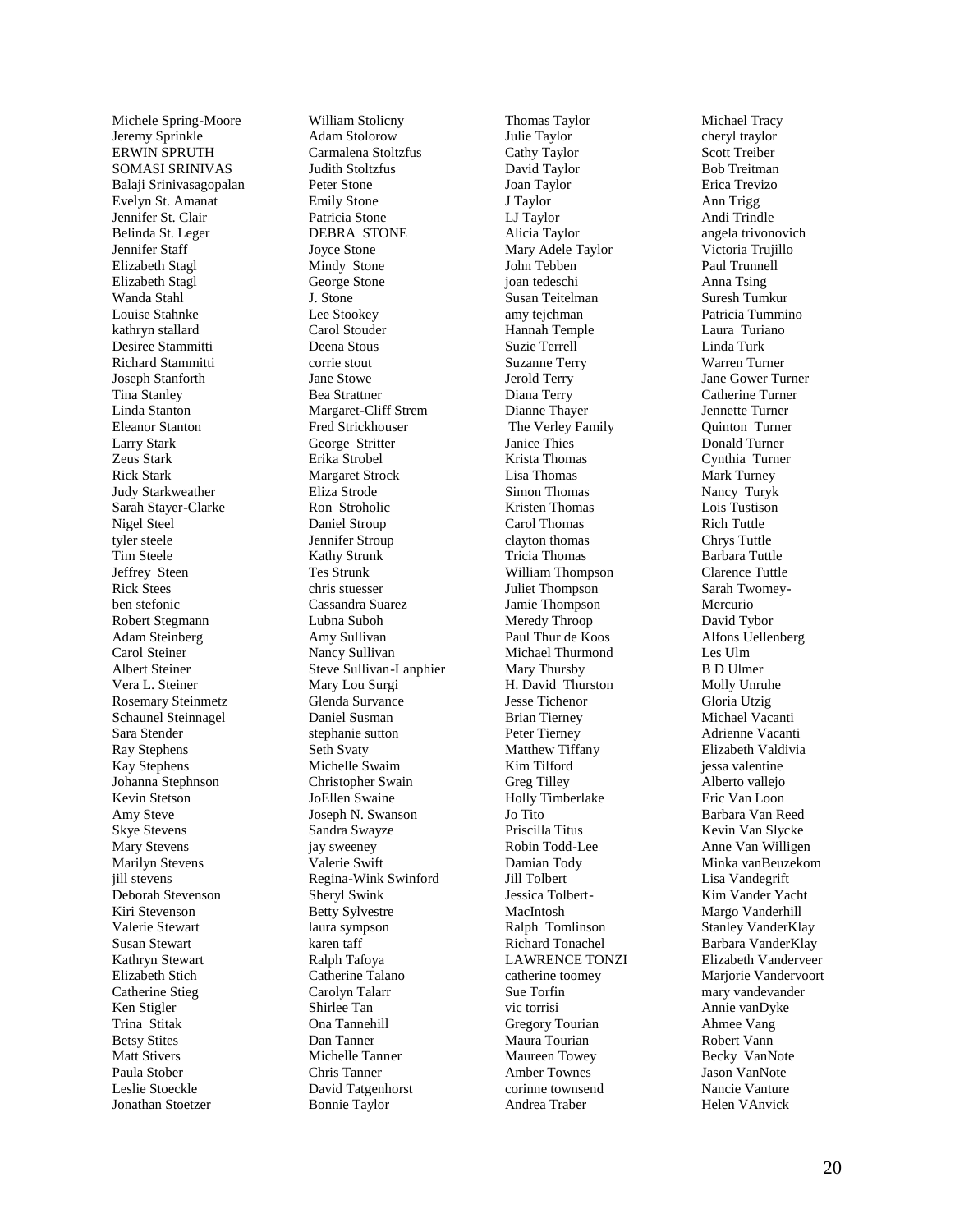Michele Spring-Moore
Jeremy Sprinkle
ERWIN SPRUTH
SOMASI SRINIVAS
Balaji Srinivasagopalan
Evelyn St. Amanat
Jennifer St. Clair
Belinda St. Leger
Jennifer Staff
Elizabeth Stagl
Elizabeth Stagl
Wanda Stahl
Louise Stahnke
kathryn stallard
Desiree Stammitti
Richard Stammitti
Joseph Stanforth
Tina Stanley
Linda Stanton
Eleanor Stanton
Larry Stark
Zeus Stark
Rick Stark
Judy Starkweather
Sarah Stayer-Clarke
Nigel Steel
tyler steele
Tim Steele
Jeffrey Steen
Rick Stees
ben stefonic
Robert Stegmann
Adam Steinberg
Carol Steiner
Albert Steiner
Vera L. Steiner
Rosemary Steinmetz
Schaunel Steinnagel
Sara Stender
Ray Stephens
Kay Stephens
Johanna Stephnson
Kevin Stetson
Amy Steve
Skye Stevens
Mary Stevens
Marilyn Stevens
jill stevens
Deborah Stevenson
Kiri Stevenson
Valerie Stewart
Susan Stewart
Kathryn Stewart
Elizabeth Stich
Catherine Stieg
Ken Stigler
Trina Stitak
Betsy Stites
Matt Stivers
Paula Stober
Leslie Stoeckle
Jonathan Stoetzer
William Stolicny
Adam Stolorow
Carmalena Stoltzfus
Judith Stoltzfus
Peter Stone
Emily Stone
Patricia Stone
DEBRA STONE
Joyce Stone
Mindy Stone
George Stone
J. Stone
Lee Stookey
Carol Stouder
Deena Stous
corrie stout
Jane Stowe
Bea Strattner
Margaret-Cliff Strem
Fred Strickhouser
George Stritter
Erika Strobel
Margaret Strock
Eliza Strode
Ron Stroholic
Daniel Stroup
Jennifer Stroup
Kathy Strunk
Tes Strunk
chris stuesser
Cassandra Suarez
Lubna Suboh
Amy Sullivan
Nancy Sullivan
Steve Sullivan-Lanphier
Mary Lou Surgi
Glenda Survance
Daniel Susman
stephanie sutton
Seth Svaty
Michelle Swaim
Christopher Swain
JoEllen Swaine
Joseph N. Swanson
Sandra Swayze
jay sweeney
Valerie Swift
Regina-Wink Swinford
Sheryl Swink
Betty Sylvestre
laura sympson
karen taff
Ralph Tafoya
Catherine Talano
Carolyn Talarr
Shirlee Tan
Ona Tannehill
Dan Tanner
Michelle Tanner
Chris Tanner
David Tatgenhorst
Bonnie Taylor
Thomas Taylor
Julie Taylor
Cathy Taylor
David Taylor
Joan Taylor
J Taylor
LJ Taylor
Alicia Taylor
Mary Adele Taylor
John Tebben
joan tedeschi
Susan Teitelman
amy tejchman
Hannah Temple
Suzie Terrell
Suzanne Terry
Jerold Terry
Diana Terry
Dianne Thayer
The Verley Family
Janice Thies
Krista Thomas
Lisa Thomas
Simon Thomas
Kristen Thomas
Carol Thomas
clayton thomas
Tricia Thomas
William Thompson
Juliet Thompson
Jamie Thompson
Meredy Throop
Paul Thur de Koos
Michael Thurmond
Mary Thursby
H. David Thurston
Jesse Tichenor
Brian Tierney
Peter Tierney
Matthew Tiffany
Kim Tilford
Greg Tilley
Holly Timberlake
Jo Tito
Priscilla Titus
Robin Todd-Lee
Damian Tody
Jill Tolbert
Jessica Tolbert-MacIntosh
Ralph Tomlinson
Richard Tonachel
LAWRENCE TONZI
catherine toomey
Sue Torfin
vic torrisi
Gregory Tourian
Maura Tourian
Maureen Towey
Amber Townes
corinne townsend
Andrea Traber
Michael Tracy
cheryl traylor
Scott Treiber
Bob Treitman
Erica Trevizo
Ann Trigg
Andi Trindle
angela trivonovich
Victoria Trujillo
Paul Trunnell
Anna Tsing
Suresh Tumkur
Patricia Tummino
Laura Turiano
Linda Turk
Warren Turner
Jane Gower Turner
Catherine Turner
Jennette Turner
Quinton Turner
Donald Turner
Cynthia Turner
Mark Turney
Nancy Turyk
Lois Tustison
Rich Tuttle
Chrys Tuttle
Barbara Tuttle
Clarence Tuttle
Sarah Twomey-Mercurio
David Tybor
Alfons Uellenberg
Les Ulm
B D Ulmer
Molly Unruhe
Gloria Utzig
Michael Vacanti
Adrienne Vacanti
Elizabeth Valdivia
jessa valentine
Alberto vallejo
Eric Van Loon
Barbara Van Reed
Kevin Van Slycke
Anne Van Willigen
Minka vanBeuzekom
Lisa Vandegrift
Kim Vander Yacht
Margo Vanderhill
Stanley VanderKlay
Barbara VanderKlay
Elizabeth Vanderveer
Marjorie Vandervoort
mary vandevander
Annie vanDyke
Ahmee Vang
Robert Vann
Becky VanNote
Jason VanNote
Nancie Vanture
Helen VAnvick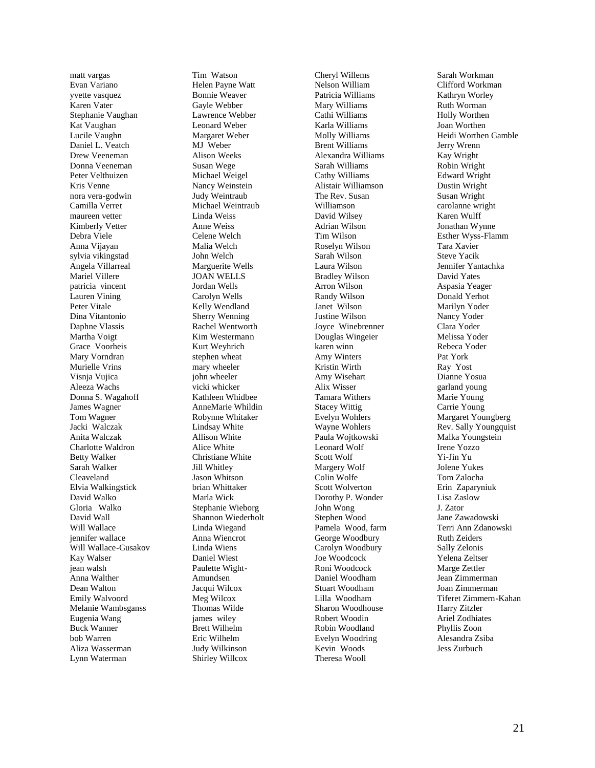matt vargas
Evan Variano
yvette vasquez
Karen Vater
Stephanie Vaughan
Kat Vaughan
Lucile Vaughn
Daniel L. Veatch
Drew Veeneman
Donna Veeneman
Peter Velthuizen
Kris Venne
nora vera-godwin
Camilla Verret
maureen vetter
Kimberly Vetter
Debra Viele
Anna Vijayan
sylvia vikingstad
Angela Villarreal
Mariel Villere
patricia vincent
Lauren Vining
Peter Vitale
Dina Vitantonio
Daphne Vlassis
Martha Voigt
Grace Voorheis
Mary Vorndran
Murielle Vrins
Visnja Vujica
Aleeza Wachs
Donna S. Wagahoff
James Wagner
Tom Wagner
Jacki Walczak
Anita Walczak
Charlotte Waldron
Betty Walker
Sarah Walker
Cleaveland
Elvia Walkingstick
David Walko
Gloria Walko
David Wall
Will Wallace
jennifer wallace
Will Wallace-Gusakov
Kay Walser
jean walsh
Anna Walther
Dean Walton
Emily Walvoord
Melanie Wambsganss
Eugenia Wang
Buck Wanner
bob Warren
Aliza Wasserman
Lynn Waterman

Tim Watson
Helen Payne Watt
Bonnie Weaver
Gayle Webber
Lawrence Webber
Leonard Weber
Margaret Weber
MJ Weber
Alison Weeks
Susan Wege
Michael Weigel
Nancy Weinstein
Judy Weintraub
Michael Weintraub
Linda Weiss
Anne Weiss
Celene Welch
Malia Welch
John Welch
Marguerite Wells
JOAN WELLS
Jordan Wells
Carolyn Wells
Kelly Wendland
Sherry Wenning
Rachel Wentworth
Kim Westermann
Kurt Weyhrich
stephen wheat
mary wheeler
john wheeler
vicki whicker
Kathleen Whidbee
AnneMarie Whildin
Robynne Whitaker
Lindsay White
Allison White
Alice White
Christiane White
Jill Whitley
Jason Whitson
brian Whittaker
Marla Wick
Stephanie Wieborg
Shannon Wiederholt
Linda Wiegand
Anna Wiencrot
Linda Wiens
Daniel Wiest
Paulette Wight-Amundsen
Jacqui Wilcox
Meg Wilcox
Thomas Wilde
james wiley
Brett Wilhelm
Eric Wilhelm
Judy Wilkinson
Shirley Willcox

Cheryl Willems
Nelson William
Patricia Williams
Mary Williams
Cathi Williams
Karla Williams
Molly Williams
Brent Williams
Alexandra Williams
Sarah Williams
Cathy Williams
Alistair Williamson
The Rev. Susan Williamson
David Wilsey
Adrian Wilson
Tim Wilson
Roselyn Wilson
Sarah Wilson
Laura Wilson
Bradley Wilson
Arron Wilson
Randy Wilson
Janet Wilson
Justine Wilson
Joyce Winebrenner
Douglas Wingeier
karen winn
Amy Winters
Kristin Wirth
Amy Wisehart
Alix Wisser
Tamara Withers
Stacey Wittig
Evelyn Wohlers
Wayne Wohlers
Paula Wojtkowski
Leonard Wolf
Scott Wolf
Margery Wolf
Colin Wolfe
Scott Wolverton
Dorothy P. Wonder
John Wong
Stephen Wood
Pamela Wood, farm
George Woodbury
Carolyn Woodbury
Joe Woodcock
Roni Woodcock
Daniel Woodham
Stuart Woodham
Lilla Woodham
Sharon Woodhouse
Robert Woodin
Robin Woodland
Evelyn Woodring
Kevin Woods
Theresa Wooll

Sarah Workman
Clifford Workman
Kathryn Worley
Ruth Worman
Holly Worthen
Joan Worthen
Heidi Worthen Gamble
Jerry Wrenn
Kay Wright
Robin Wright
Edward Wright
Dustin Wright
Susan Wright
carolanne wright
Karen Wulff
Jonathan Wynne
Esther Wyss-Flamm
Tara Xavier
Steve Yacik
Jennifer Yantachka
David Yates
Aspasia Yeager
Donald Yerhot
Marilyn Yoder
Nancy Yoder
Clara Yoder
Melissa Yoder
Rebeca Yoder
Pat York
Ray Yost
Dianne Yosua
garland young
Marie Young
Carrie Young
Margaret Youngberg
Rev. Sally Youngquist
Malka Youngstein
Irene Yozzo
Yi-Jin Yu
Jolene Yukes
Tom Zalocha
Erin Zaparyniuk
Lisa Zaslow
J. Zator
Jane Zawadowski
Terri Ann Zdanowski
Ruth Zeiders
Sally Zelonis
Yelena Zeltser
Marge Zettler
Jean Zimmerman
Joan Zimmerman
Tiferet Zimmern-Kahan
Harry Zitzler
Ariel Zodhiates
Phyllis Zoon
Alesandra Zsiba
Jess Zurbuch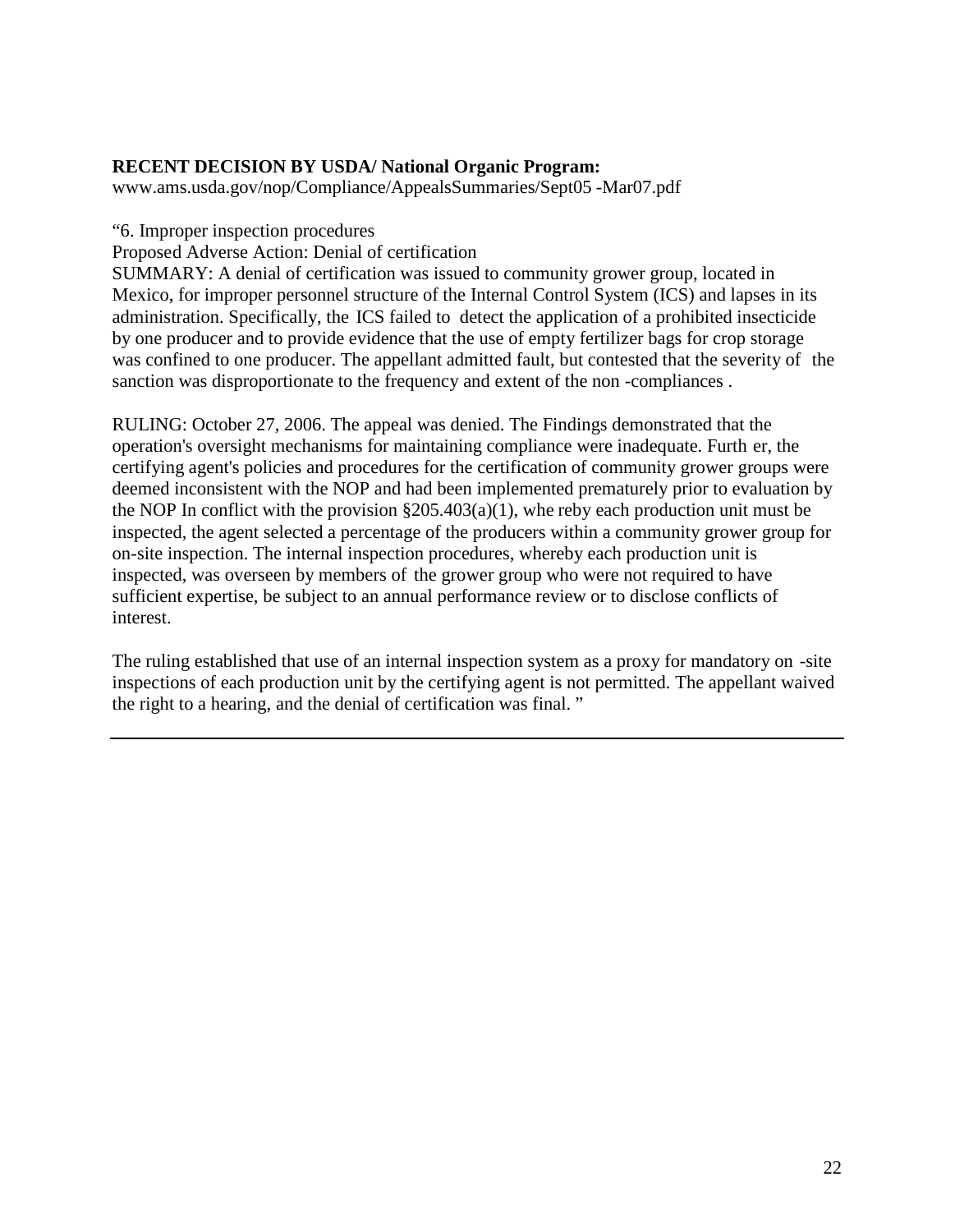**RECENT DECISION BY USDA/ National Organic Program:**
www.ams.usda.gov/nop/Compliance/AppealsSummaries/Sept05 -Mar07.pdf

"6. Improper inspection procedures
Proposed Adverse Action: Denial of certification
SUMMARY: A denial of certification was issued to community grower group, located in Mexico, for improper personnel structure of the Internal Control System (ICS) and lapses in its administration. Specifically, the ICS failed to detect the application of a prohibited insecticide by one producer and to provide evidence that the use of empty fertilizer bags for crop storage was confined to one producer. The appellant admitted fault, but contested that the severity of the sanction was disproportionate to the frequency and extent of the non -compliances .

RULING: October 27, 2006. The appeal was denied. The Findings demonstrated that the operation's oversight mechanisms for maintaining compliance were inadequate. Furth er, the certifying agent's policies and procedures for the certification of community grower groups were deemed inconsistent with the NOP and had been implemented prematurely prior to evaluation by the NOP In conflict with the provision §205.403(a)(1), whe reby each production unit must be inspected, the agent selected a percentage of the producers within a community grower group for on-site inspection. The internal inspection procedures, whereby each production unit is inspected, was overseen by members of the grower group who were not required to have sufficient expertise, be subject to an annual performance review or to disclose conflicts of interest.

The ruling established that use of an internal inspection system as a proxy for mandatory on -site inspections of each production unit by the certifying agent is not permitted. The appellant waived the right to a hearing, and the denial of certification was final. "

---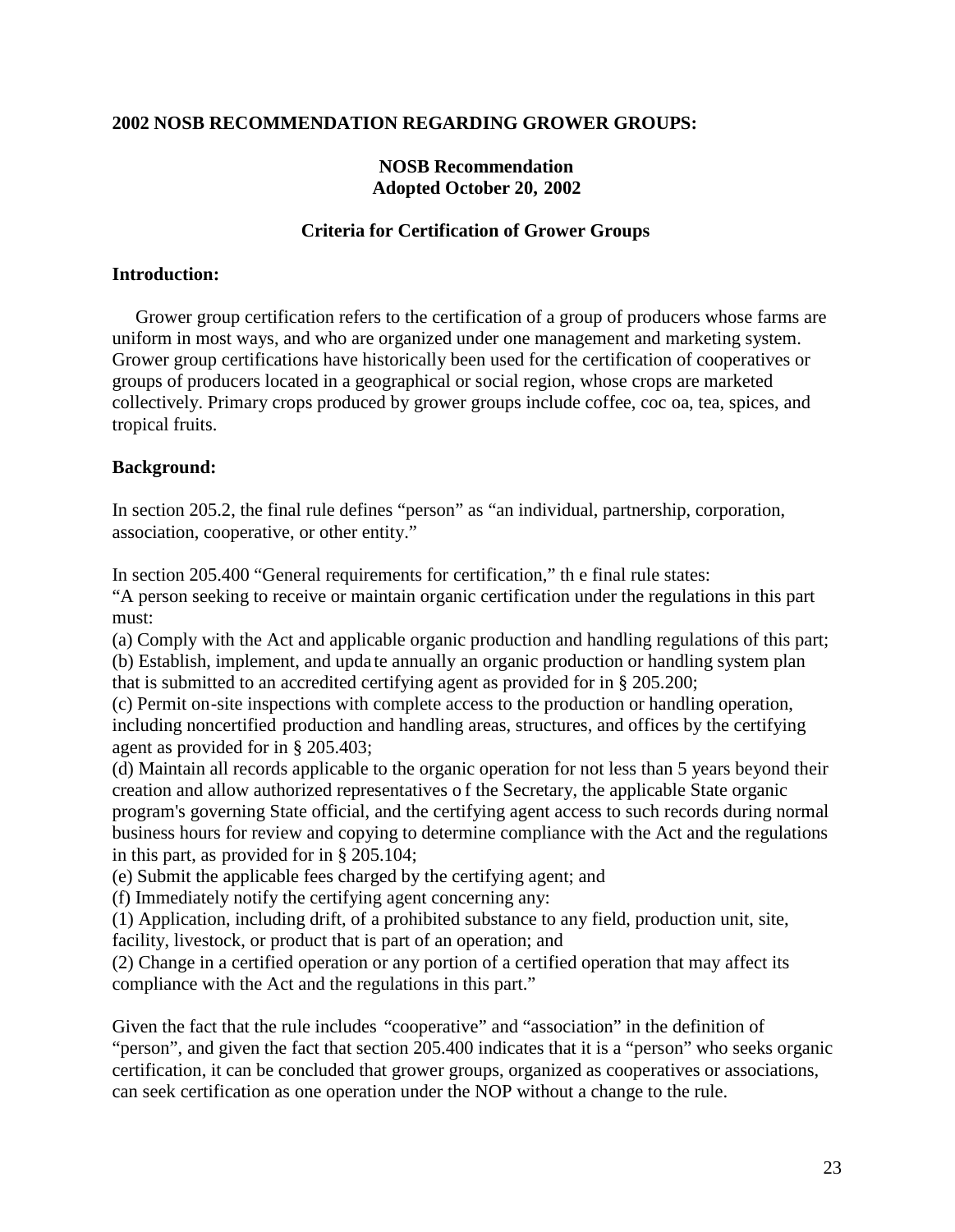**2002 NOSB RECOMMENDATION REGARDING GROWER GROUPS:**

**NOSB Recommendation**
**Adopted October 20, 2002**

**Criteria for Certification of Grower Groups**

**Introduction:**

Grower group certification refers to the certification of a group of producers whose farms are uniform in most ways, and who are organized under one management and marketing system. Grower group certifications have historically been used for the certification of cooperatives or groups of producers located in a geographical or social region, whose crops are marketed collectively. Primary crops produced by grower groups include coffee, cocoa, tea, spices, and tropical fruits.

**Background:**

In section 205.2, the final rule defines "person" as "an individual, partnership, corporation, association, cooperative, or other entity."

In section 205.400 "General requirements for certification," the final rule states:
"A person seeking to receive or maintain organic certification under the regulations in this part must:
(a) Comply with the Act and applicable organic production and handling regulations of this part;
(b) Establish, implement, and update annually an organic production or handling system plan that is submitted to an accredited certifying agent as provided for in § 205.200;
(c) Permit on-site inspections with complete access to the production or handling operation, including noncertified production and handling areas, structures, and offices by the certifying agent as provided for in § 205.403;
(d) Maintain all records applicable to the organic operation for not less than 5 years beyond their creation and allow authorized representatives of the Secretary, the applicable State organic program's governing State official, and the certifying agent access to such records during normal business hours for review and copying to determine compliance with the Act and the regulations in this part, as provided for in § 205.104;
(e) Submit the applicable fees charged by the certifying agent; and
(f) Immediately notify the certifying agent concerning any:
(1) Application, including drift, of a prohibited substance to any field, production unit, site, facility, livestock, or product that is part of an operation; and
(2) Change in a certified operation or any portion of a certified operation that may affect its compliance with the Act and the regulations in this part."

Given the fact that the rule includes "cooperative" and "association" in the definition of "person", and given the fact that section 205.400 indicates that it is a "person" who seeks organic certification, it can be concluded that grower groups, organized as cooperatives or associations, can seek certification as one operation under the NOP without a change to the rule.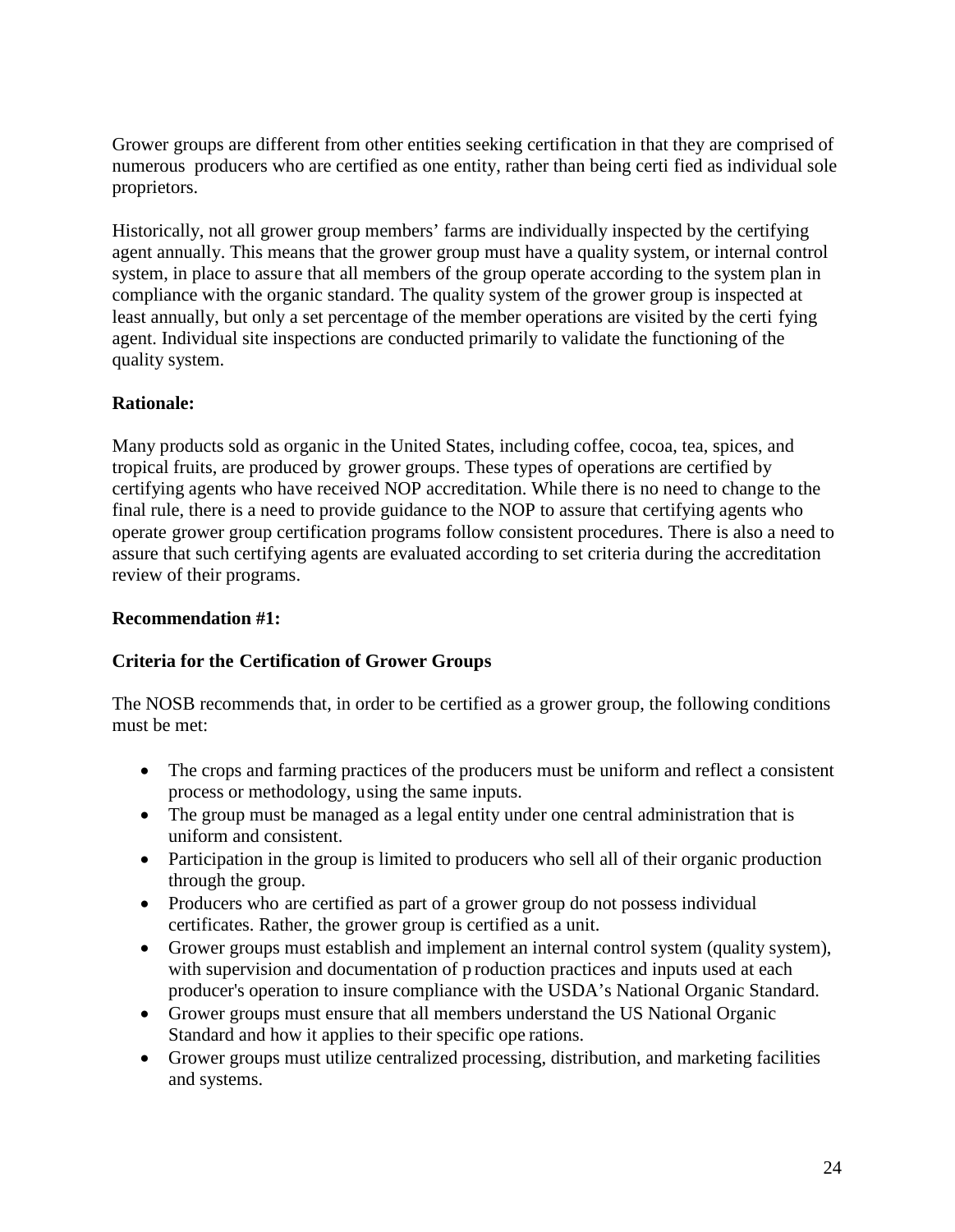Grower groups are different from other entities seeking certification in that they are comprised of numerous producers who are certified as one entity, rather than being certified as individual sole proprietors.

Historically, not all grower group members' farms are individually inspected by the certifying agent annually. This means that the grower group must have a quality system, or internal control system, in place to assure that all members of the group operate according to the system plan in compliance with the organic standard. The quality system of the grower group is inspected at least annually, but only a set percentage of the member operations are visited by the certifying agent. Individual site inspections are conducted primarily to validate the functioning of the quality system.

**Rationale:**

Many products sold as organic in the United States, including coffee, cocoa, tea, spices, and tropical fruits, are produced by grower groups. These types of operations are certified by certifying agents who have received NOP accreditation. While there is no need to change to the final rule, there is a need to provide guidance to the NOP to assure that certifying agents who operate grower group certification programs follow consistent procedures. There is also a need to assure that such certifying agents are evaluated according to set criteria during the accreditation review of their programs.

**Recommendation #1:**

**Criteria for the Certification of Grower Groups**

The NOSB recommends that, in order to be certified as a grower group, the following conditions must be met:

- The crops and farming practices of the producers must be uniform and reflect a consistent process or methodology, using the same inputs.
- The group must be managed as a legal entity under one central administration that is uniform and consistent.
- Participation in the group is limited to producers who sell all of their organic production through the group.
- Producers who are certified as part of a grower group do not possess individual certificates. Rather, the grower group is certified as a unit.
- Grower groups must establish and implement an internal control system (quality system), with supervision and documentation of production practices and inputs used at each producer's operation to insure compliance with the USDA's National Organic Standard.
- Grower groups must ensure that all members understand the US National Organic Standard and how it applies to their specific operations.
- Grower groups must utilize centralized processing, distribution, and marketing facilities and systems.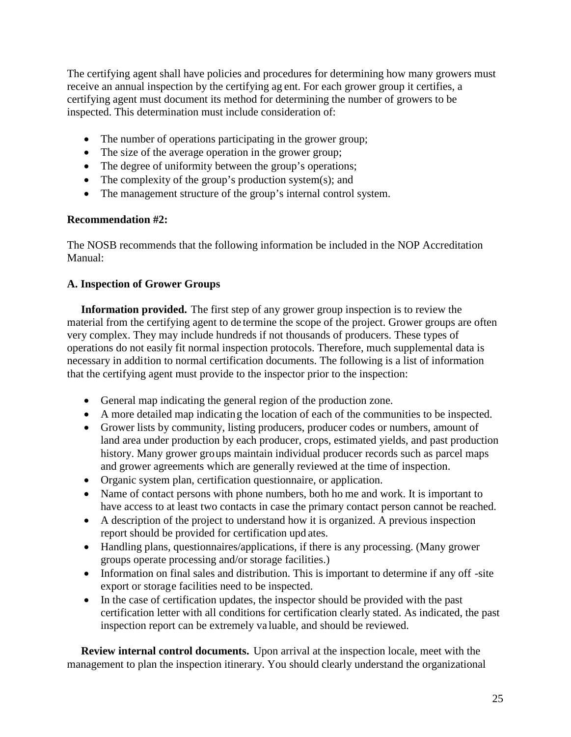The certifying agent shall have policies and procedures for determining how many growers must receive an annual inspection by the certifying agent. For each grower group it certifies, a certifying agent must document its method for determining the number of growers to be inspected. This determination must include consideration of:

- The number of operations participating in the grower group;
- The size of the average operation in the grower group;
- The degree of uniformity between the group's operations;
- The complexity of the group's production system(s); and
- The management structure of the group's internal control system.

**Recommendation #2:**

The NOSB recommends that the following information be included in the NOP Accreditation Manual:

**A. Inspection of Grower Groups**

**Information provided.** The first step of any grower group inspection is to review the material from the certifying agent to determine the scope of the project. Grower groups are often very complex. They may include hundreds if not thousands of producers. These types of operations do not easily fit normal inspection protocols. Therefore, much supplemental data is necessary in addition to normal certification documents. The following is a list of information that the certifying agent must provide to the inspector prior to the inspection:

- General map indicating the general region of the production zone.
- A more detailed map indicating the location of each of the communities to be inspected.
- Grower lists by community, listing producers, producer codes or numbers, amount of land area under production by each producer, crops, estimated yields, and past production history. Many grower groups maintain individual producer records such as parcel maps and grower agreements which are generally reviewed at the time of inspection.
- Organic system plan, certification questionnaire, or application.
- Name of contact persons with phone numbers, both home and work. It is important to have access to at least two contacts in case the primary contact person cannot be reached.
- A description of the project to understand how it is organized. A previous inspection report should be provided for certification updates.
- Handling plans, questionnaires/applications, if there is any processing. (Many grower groups operate processing and/or storage facilities.)
- Information on final sales and distribution. This is important to determine if any off-site export or storage facilities need to be inspected.
- In the case of certification updates, the inspector should be provided with the past certification letter with all conditions for certification clearly stated. As indicated, the past inspection report can be extremely valuable, and should be reviewed.

**Review internal control documents.** Upon arrival at the inspection locale, meet with the management to plan the inspection itinerary. You should clearly understand the organizational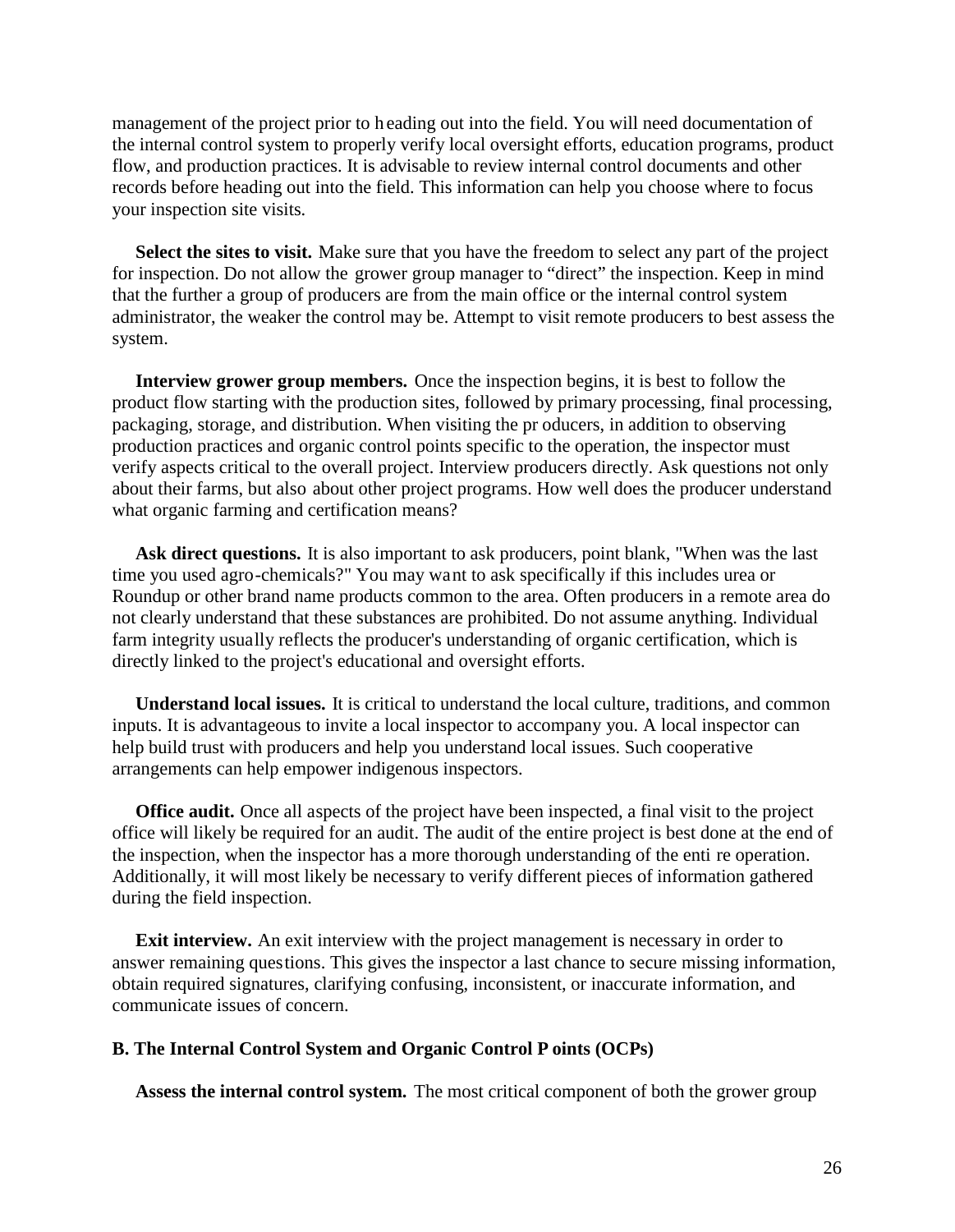management of the project prior to heading out into the field. You will need documentation of the internal control system to properly verify local oversight efforts, education programs, product flow, and production practices. It is advisable to review internal control documents and other records before heading out into the field. This information can help you choose where to focus your inspection site visits.

**Select the sites to visit.** Make sure that you have the freedom to select any part of the project for inspection. Do not allow the grower group manager to "direct" the inspection. Keep in mind that the further a group of producers are from the main office or the internal control system administrator, the weaker the control may be. Attempt to visit remote producers to best assess the system.

**Interview grower group members.** Once the inspection begins, it is best to follow the product flow starting with the production sites, followed by primary processing, final processing, packaging, storage, and distribution. When visiting the producers, in addition to observing production practices and organic control points specific to the operation, the inspector must verify aspects critical to the overall project. Interview producers directly. Ask questions not only about their farms, but also about other project programs. How well does the producer understand what organic farming and certification means?

**Ask direct questions.** It is also important to ask producers, point blank, "When was the last time you used agro-chemicals?" You may want to ask specifically if this includes urea or Roundup or other brand name products common to the area. Often producers in a remote area do not clearly understand that these substances are prohibited. Do not assume anything. Individual farm integrity usually reflects the producer's understanding of organic certification, which is directly linked to the project's educational and oversight efforts.

**Understand local issues.** It is critical to understand the local culture, traditions, and common inputs. It is advantageous to invite a local inspector to accompany you. A local inspector can help build trust with producers and help you understand local issues. Such cooperative arrangements can help empower indigenous inspectors.

**Office audit.** Once all aspects of the project have been inspected, a final visit to the project office will likely be required for an audit. The audit of the entire project is best done at the end of the inspection, when the inspector has a more thorough understanding of the entire operation. Additionally, it will most likely be necessary to verify different pieces of information gathered during the field inspection.

**Exit interview.** An exit interview with the project management is necessary in order to answer remaining questions. This gives the inspector a last chance to secure missing information, obtain required signatures, clarifying confusing, inconsistent, or inaccurate information, and communicate issues of concern.

### B. The Internal Control System and Organic Control Points (OCPs)

**Assess the internal control system.** The most critical component of both the grower group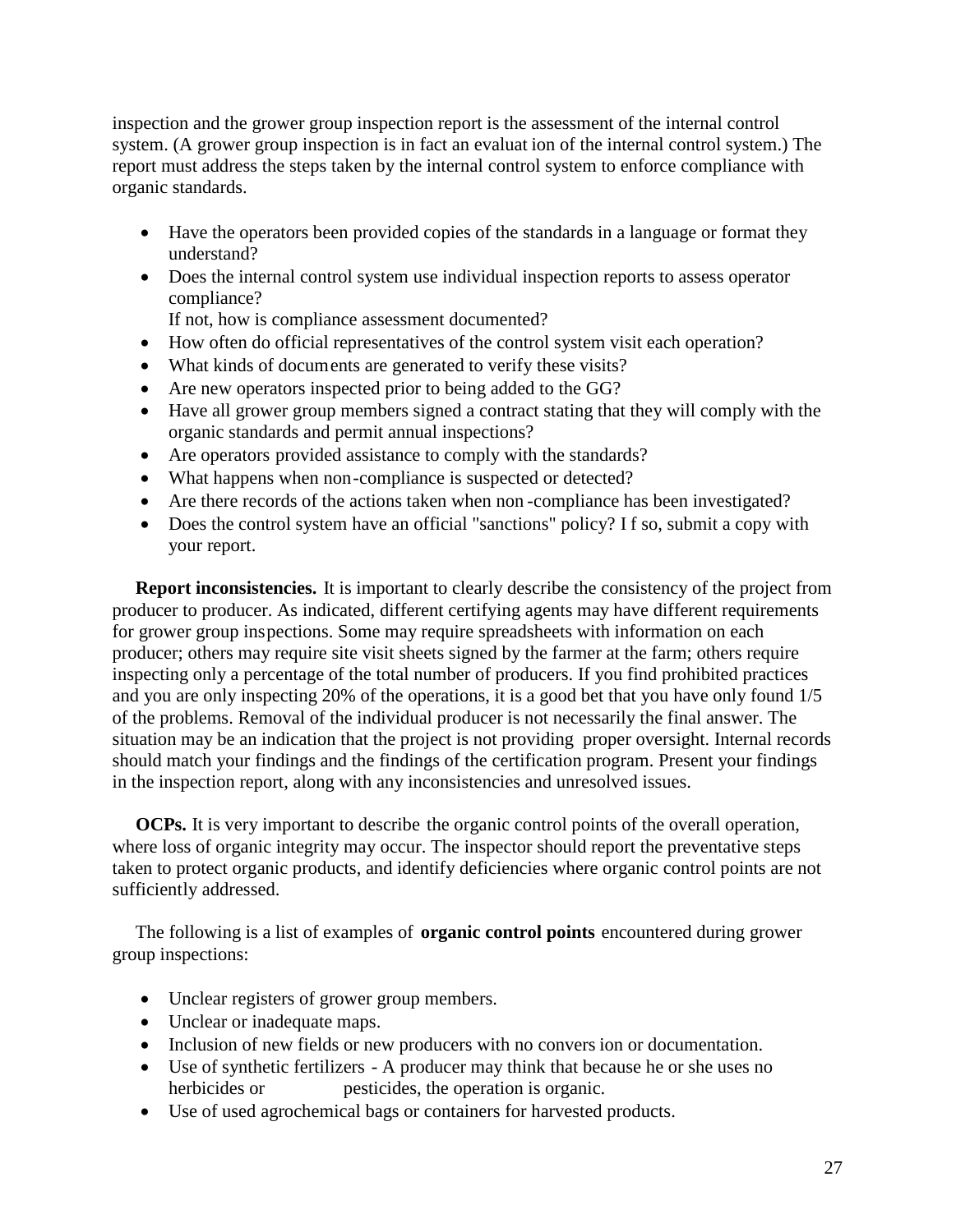inspection and the grower group inspection report is the assessment of the internal control system. (A grower group inspection is in fact an evaluation of the internal control system.) The report must address the steps taken by the internal control system to enforce compliance with organic standards.

- Have the operators been provided copies of the standards in a language or format they understand?
- Does the internal control system use individual inspection reports to assess operator compliance?
  If not, how is compliance assessment documented?
- How often do official representatives of the control system visit each operation?
- What kinds of documents are generated to verify these visits?
- Are new operators inspected prior to being added to the GG?
- Have all grower group members signed a contract stating that they will comply with the organic standards and permit annual inspections?
- Are operators provided assistance to comply with the standards?
- What happens when non-compliance is suspected or detected?
- Are there records of the actions taken when non-compliance has been investigated?
- Does the control system have an official "sanctions" policy? If so, submit a copy with your report.

**Report inconsistencies.** It is important to clearly describe the consistency of the project from producer to producer. As indicated, different certifying agents may have different requirements for grower group inspections. Some may require spreadsheets with information on each producer; others may require site visit sheets signed by the farmer at the farm; others require inspecting only a percentage of the total number of producers. If you find prohibited practices and you are only inspecting 20% of the operations, it is a good bet that you have only found 1/5 of the problems. Removal of the individual producer is not necessarily the final answer. The situation may be an indication that the project is not providing proper oversight. Internal records should match your findings and the findings of the certification program. Present your findings in the inspection report, along with any inconsistencies and unresolved issues.

**OCPs.** It is very important to describe the organic control points of the overall operation, where loss of organic integrity may occur. The inspector should report the preventative steps taken to protect organic products, and identify deficiencies where organic control points are not sufficiently addressed.

The following is a list of examples of **organic control points** encountered during grower group inspections:

- Unclear registers of grower group members.
- Unclear or inadequate maps.
- Inclusion of new fields or new producers with no conversion or documentation.
- Use of synthetic fertilizers - A producer may think that because he or she uses no herbicides or pesticides, the operation is organic.
- Use of used agrochemical bags or containers for harvested products.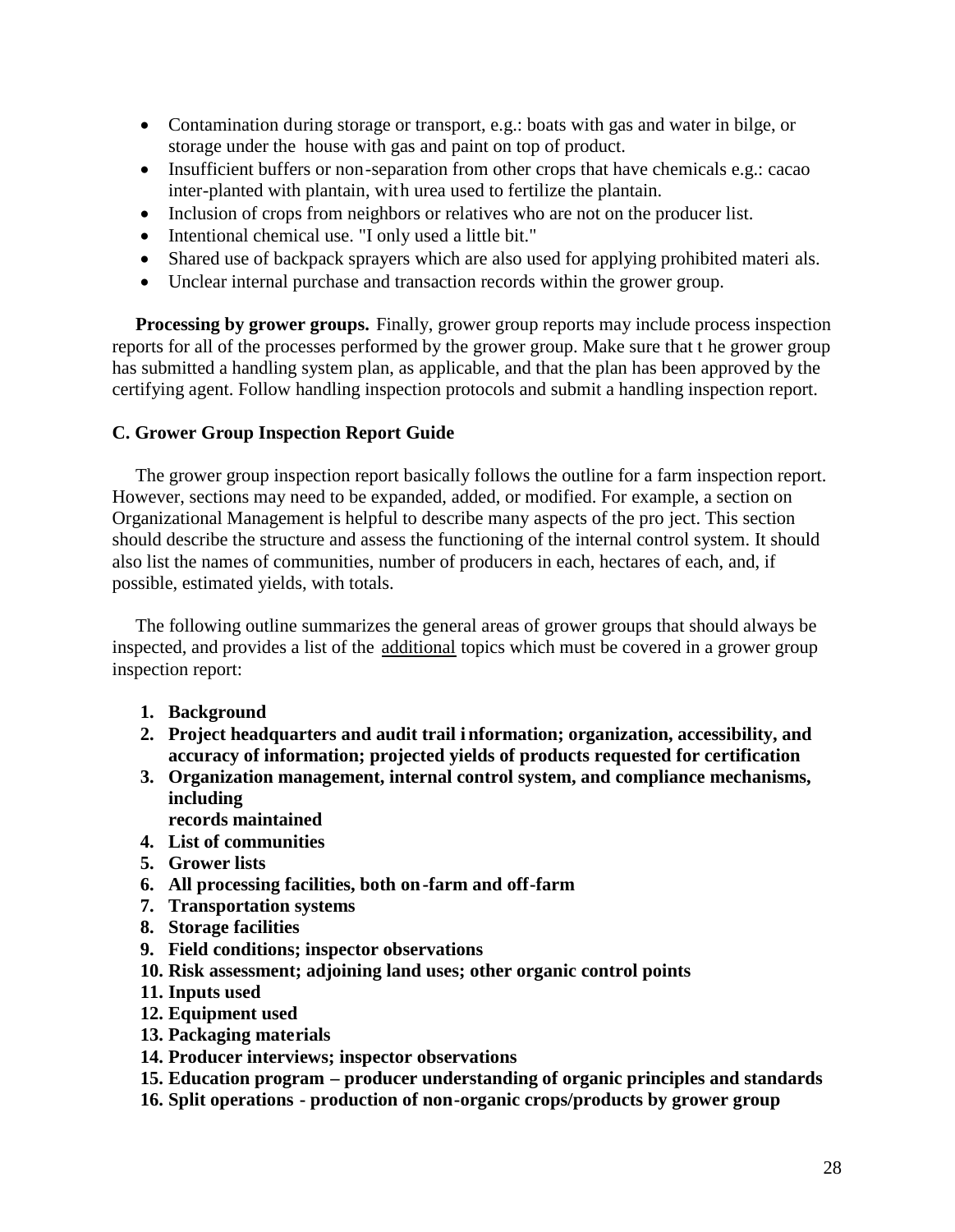- Contamination during storage or transport, e.g.: boats with gas and water in bilge, or storage under the house with gas and paint on top of product.
- Insufficient buffers or non-separation from other crops that have chemicals e.g.: cacao inter-planted with plantain, with urea used to fertilize the plantain.
- Inclusion of crops from neighbors or relatives who are not on the producer list.
- Intentional chemical use. "I only used a little bit."
- Shared use of backpack sprayers which are also used for applying prohibited materials.
- Unclear internal purchase and transaction records within the grower group.

**Processing by grower groups.** Finally, grower group reports may include process inspection reports for all of the processes performed by the grower group. Make sure that the grower group has submitted a handling system plan, as applicable, and that the plan has been approved by the certifying agent. Follow handling inspection protocols and submit a handling inspection report.

### C. Grower Group Inspection Report Guide

The grower group inspection report basically follows the outline for a farm inspection report. However, sections may need to be expanded, added, or modified. For example, a section on Organizational Management is helpful to describe many aspects of the project. This section should describe the structure and assess the functioning of the internal control system. It should also list the names of communities, number of producers in each, hectares of each, and, if possible, estimated yields, with totals.

The following outline summarizes the general areas of grower groups that should always be inspected, and provides a list of the <u>additional</u> topics which must be covered in a grower group inspection report:

1. **Background**
2. **Project headquarters and audit trail information; organization, accessibility, and accuracy of information; projected yields of products requested for certification**
3. **Organization management, internal control system, and compliance mechanisms, including records maintained**
4. **List of communities**
5. **Grower lists**
6. **All processing facilities, both on-farm and off-farm**
7. **Transportation systems**
8. **Storage facilities**
9. **Field conditions; inspector observations**
10. **Risk assessment; adjoining land uses; other organic control points**
11. **Inputs used**
12. **Equipment used**
13. **Packaging materials**
14. **Producer interviews; inspector observations**
15. **Education program – producer understanding of organic principles and standards**
16. **Split operations - production of non-organic crops/products by grower group**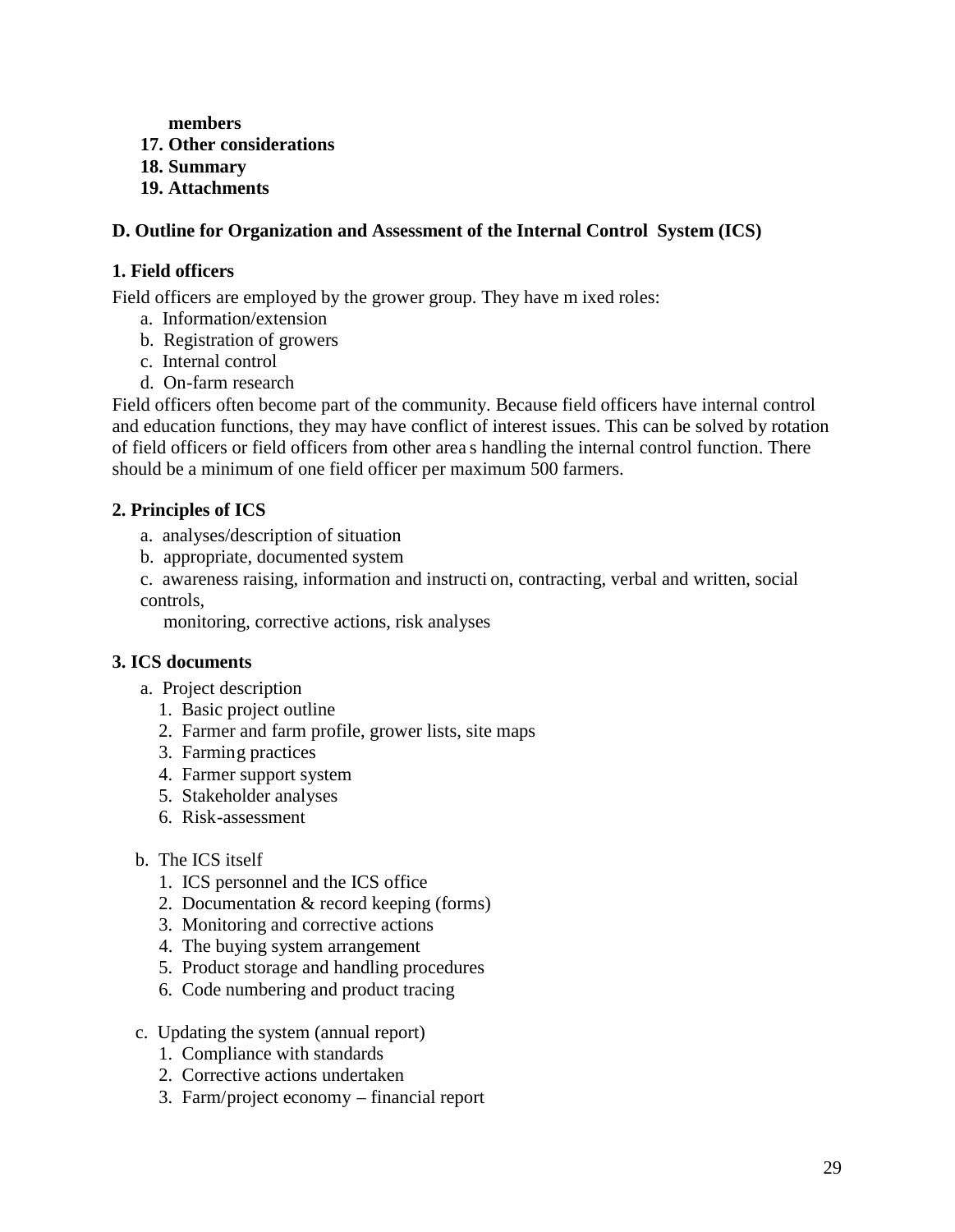**members**

**17. Other considerations**

**18. Summary**

**19. Attachments**

## D. Outline for Organization and Assessment of the Internal Control System (ICS)

### 1. Field officers

Field officers are employed by the grower group. They have mixed roles:

a. Information/extension
b. Registration of growers
c. Internal control
d. On-farm research

Field officers often become part of the community. Because field officers have internal control and education functions, they may have conflict of interest issues. This can be solved by rotation of field officers or field officers from other areas handling the internal control function. There should be a minimum of one field officer per maximum 500 farmers.

### 2. Principles of ICS

a. analyses/description of situation
b. appropriate, documented system
c. awareness raising, information and instruction, contracting, verbal and written, social controls,
monitoring, corrective actions, risk analyses

### 3. ICS documents

a. Project description
   1. Basic project outline
   2. Farmer and farm profile, grower lists, site maps
   3. Farming practices
   4. Farmer support system
   5. Stakeholder analyses
   6. Risk-assessment

b. The ICS itself
   1. ICS personnel and the ICS office
   2. Documentation & record keeping (forms)
   3. Monitoring and corrective actions
   4. The buying system arrangement
   5. Product storage and handling procedures
   6. Code numbering and product tracing

c. Updating the system (annual report)
   1. Compliance with standards
   2. Corrective actions undertaken
   3. Farm/project economy – financial report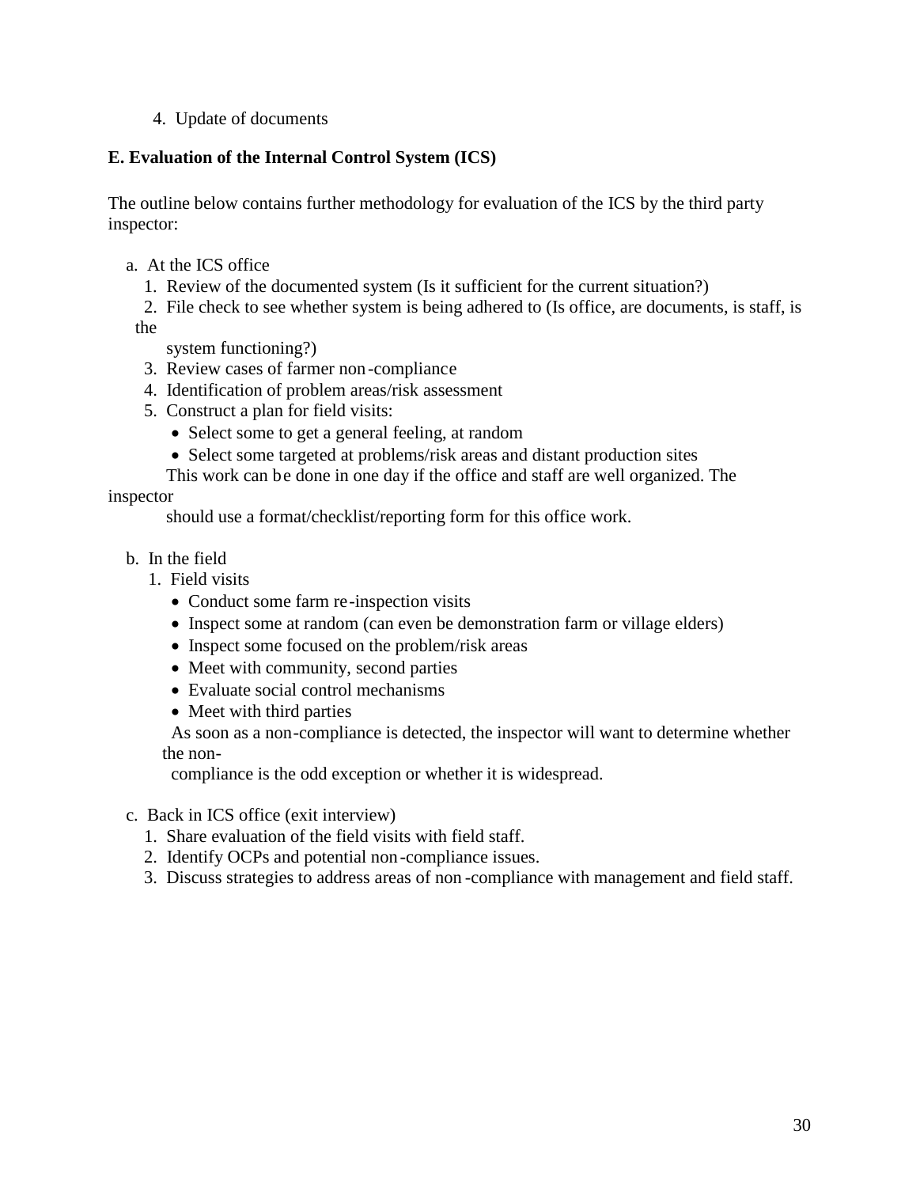4. Update of documents

**E. Evaluation of the Internal Control System (ICS)**

The outline below contains further methodology for evaluation of the ICS by the third party inspector:

a. At the ICS office
   1. Review of the documented system (Is it sufficient for the current situation?)
   2. File check to see whether system is being adhered to (Is office, are documents, is staff, is the system functioning?)
   3. Review cases of farmer non-compliance
   4. Identification of problem areas/risk assessment
   5. Construct a plan for field visits:
      - Select some to get a general feeling, at random
      - Select some targeted at problems/risk areas and distant production sites

   This work can be done in one day if the office and staff are well organized. The inspector should use a format/checklist/reporting form for this office work.

b. In the field
   1. Field visits
      - Conduct some farm re-inspection visits
      - Inspect some at random (can even be demonstration farm or village elders)
      - Inspect some focused on the problem/risk areas
      - Meet with community, second parties
      - Evaluate social control mechanisms
      - Meet with third parties

   As soon as a non-compliance is detected, the inspector will want to determine whether the non-compliance is the odd exception or whether it is widespread.

c. Back in ICS office (exit interview)
   1. Share evaluation of the field visits with field staff.
   2. Identify OCPs and potential non-compliance issues.
   3. Discuss strategies to address areas of non-compliance with management and field staff.